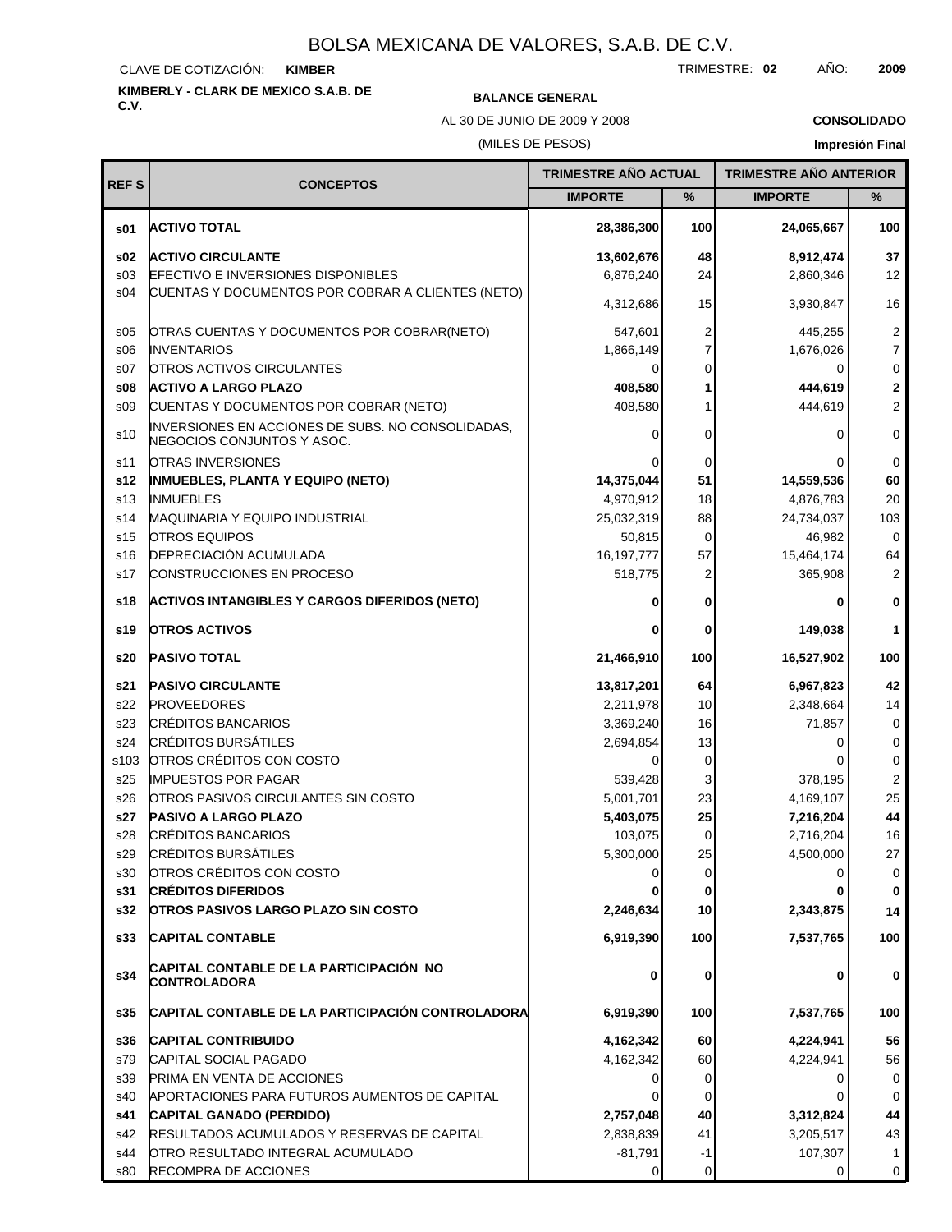# BOLSA MEXICANA DE VALORES, S.A.B. DE C.V.

CLAVE DE COTIZACIÓN: **KIMBER**

TRIMESTRE: **02** AÑO: **2009**

**KIMBERLY - CLARK DE MEXICO S.A.B. DE C.V.**

**BALANCE GENERAL**

AL 30 DE JUNIO DE 2009 Y 2008

**CONSOLIDADO**

(MILES DE PESOS)

**Impresión Final**

| REF S | CONCEPTOS | TRIMESTRE AÑO ACTUAL | | TRIMESTRE AÑO ANTERIOR | |
|---|---|---|---|---|---|
| | | IMPORTE | % | IMPORTE | % |
| **s01** | **ACTIVO TOTAL** | **28,386,300** | **100** | **24,065,667** | **100** |
| **s02** | **ACTIVO CIRCULANTE** | **13,602,676** | **48** | **8,912,474** | **37** |
| s03 | EFECTIVO E INVERSIONES DISPONIBLES | 6,876,240 | 24 | 2,860,346 | 12 |
| s04 | CUENTAS Y DOCUMENTOS POR COBRAR A CLIENTES (NETO) | 4,312,686 | 15 | 3,930,847 | 16 |
| s05 | OTRAS CUENTAS Y DOCUMENTOS POR COBRAR(NETO) | 547,601 | 2 | 445,255 | 2 |
| s06 | INVENTARIOS | 1,866,149 | 7 | 1,676,026 | 7 |
| s07 | OTROS ACTIVOS CIRCULANTES | 0 | 0 | 0 | 0 |
| **s08** | **ACTIVO A LARGO PLAZO** | **408,580** | **1** | **444,619** | **2** |
| s09 | CUENTAS Y DOCUMENTOS POR COBRAR (NETO) | 408,580 | 1 | 444,619 | 2 |
| s10 | INVERSIONES EN ACCIONES DE SUBS. NO CONSOLIDADAS, NEGOCIOS CONJUNTOS Y ASOC. | 0 | 0 | 0 | 0 |
| s11 | OTRAS INVERSIONES | 0 | 0 | 0 | 0 |
| **s12** | **INMUEBLES, PLANTA Y EQUIPO (NETO)** | **14,375,044** | **51** | **14,559,536** | **60** |
| s13 | INMUEBLES | 4,970,912 | 18 | 4,876,783 | 20 |
| s14 | MAQUINARIA Y EQUIPO INDUSTRIAL | 25,032,319 | 88 | 24,734,037 | 103 |
| s15 | OTROS EQUIPOS | 50,815 | 0 | 46,982 | 0 |
| s16 | DEPRECIACIÓN ACUMULADA | 16,197,777 | 57 | 15,464,174 | 64 |
| s17 | CONSTRUCCIONES EN PROCESO | 518,775 | 2 | 365,908 | 2 |
| **s18** | **ACTIVOS INTANGIBLES Y CARGOS DIFERIDOS (NETO)** | **0** | **0** | **0** | **0** |
| **s19** | **OTROS ACTIVOS** | **0** | **0** | **149,038** | **1** |
| **s20** | **PASIVO TOTAL** | **21,466,910** | **100** | **16,527,902** | **100** |
| **s21** | **PASIVO CIRCULANTE** | **13,817,201** | **64** | **6,967,823** | **42** |
| s22 | PROVEEDORES | 2,211,978 | 10 | 2,348,664 | 14 |
| s23 | CRÉDITOS BANCARIOS | 3,369,240 | 16 | 71,857 | 0 |
| s24 | CRÉDITOS BURSÁTILES | 2,694,854 | 13 | 0 | 0 |
| s103 | OTROS CRÉDITOS CON COSTO | 0 | 0 | 0 | 0 |
| s25 | IMPUESTOS POR PAGAR | 539,428 | 3 | 378,195 | 2 |
| s26 | OTROS PASIVOS CIRCULANTES SIN COSTO | 5,001,701 | 23 | 4,169,107 | 25 |
| **s27** | **PASIVO A LARGO PLAZO** | **5,403,075** | **25** | **7,216,204** | **44** |
| s28 | CRÉDITOS BANCARIOS | 103,075 | 0 | 2,716,204 | 16 |
| s29 | CRÉDITOS BURSÁTILES | 5,300,000 | 25 | 4,500,000 | 27 |
| s30 | OTROS CRÉDITOS CON COSTO | 0 | 0 | 0 | 0 |
| **s31** | **CRÉDITOS DIFERIDOS** | **0** | **0** | **0** | **0** |
| **s32** | **OTROS PASIVOS LARGO PLAZO SIN COSTO** | **2,246,634** | **10** | **2,343,875** | **14** |
| **s33** | **CAPITAL CONTABLE** | **6,919,390** | **100** | **7,537,765** | **100** |
| **s34** | **CAPITAL CONTABLE DE LA PARTICIPACIÓN NO CONTROLADORA** | **0** | **0** | **0** | **0** |
| **s35** | **CAPITAL CONTABLE DE LA PARTICIPACIÓN CONTROLADORA** | **6,919,390** | **100** | **7,537,765** | **100** |
| **s36** | **CAPITAL CONTRIBUIDO** | **4,162,342** | **60** | **4,224,941** | **56** |
| s79 | CAPITAL SOCIAL PAGADO | 4,162,342 | 60 | 4,224,941 | 56 |
| s39 | PRIMA EN VENTA DE ACCIONES | 0 | 0 | 0 | 0 |
| s40 | APORTACIONES PARA FUTUROS AUMENTOS DE CAPITAL | 0 | 0 | 0 | 0 |
| **s41** | **CAPITAL GANADO (PERDIDO)** | **2,757,048** | **40** | **3,312,824** | **44** |
| s42 | RESULTADOS ACUMULADOS Y RESERVAS DE CAPITAL | 2,838,839 | 41 | 3,205,517 | 43 |
| s44 | OTRO RESULTADO INTEGRAL ACUMULADO | -81,791 | -1 | 107,307 | 1 |
| s80 | RECOMPRA DE ACCIONES | 0 | 0 | 0 | 0 |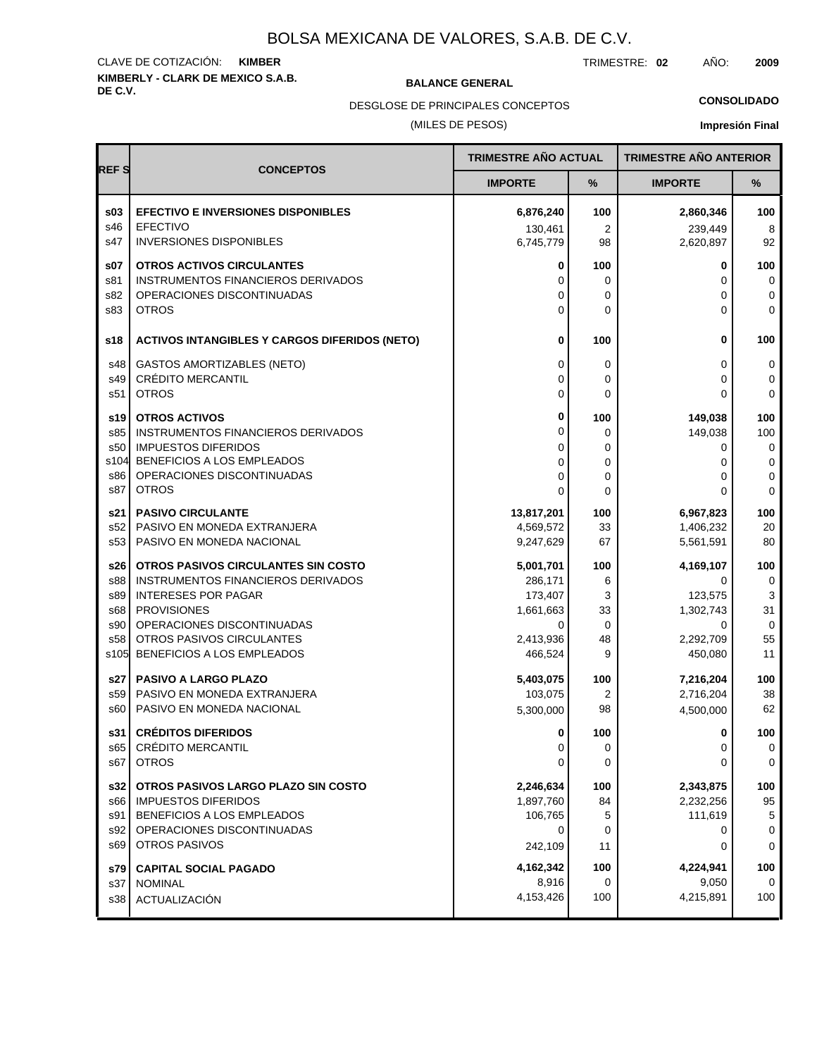# BOLSA MEXICANA DE VALORES, S.A.B. DE C.V.

CLAVE DE COTIZACIÓN: **KIMBER**

TRIMESTRE: **02** AÑO: **2009**

**KIMBERLY - CLARK DE MEXICO S.A.B. DE C.V.**

**BALANCE GENERAL**

DESGLOSE DE PRINCIPALES CONCEPTOS

(MILES DE PESOS)

**CONSOLIDADO**

**Impresión Final**

| REF S | CONCEPTOS | TRIMESTRE AÑO ACTUAL | | TRIMESTRE AÑO ANTERIOR | |
|---|---|---|---|---|---|
| | | IMPORTE | % | IMPORTE | % |
| **s03** | **EFECTIVO E INVERSIONES DISPONIBLES** | **6,876,240** | **100** | **2,860,346** | **100** |
| s46 | EFECTIVO | 130,461 | 2 | 239,449 | 8 |
| s47 | INVERSIONES DISPONIBLES | 6,745,779 | 98 | 2,620,897 | 92 |
| **s07** | **OTROS ACTIVOS CIRCULANTES** | **0** | **100** | **0** | **100** |
| s81 | INSTRUMENTOS FINANCIEROS DERIVADOS | 0 | 0 | 0 | 0 |
| s82 | OPERACIONES DISCONTINUADAS | 0 | 0 | 0 | 0 |
| s83 | OTROS | 0 | 0 | 0 | 0 |
| **s18** | **ACTIVOS INTANGIBLES Y CARGOS DIFERIDOS (NETO)** | **0** | **100** | **0** | **100** |
| s48 | GASTOS AMORTIZABLES (NETO) | 0 | 0 | 0 | 0 |
| s49 | CRÉDITO MERCANTIL | 0 | 0 | 0 | 0 |
| s51 | OTROS | 0 | 0 | 0 | 0 |
| **s19** | **OTROS ACTIVOS** | **0** | **100** | **149,038** | **100** |
| s85 | INSTRUMENTOS FINANCIEROS DERIVADOS | 0 | 0 | 149,038 | 100 |
| s50 | IMPUESTOS DIFERIDOS | 0 | 0 | 0 | 0 |
| s104 | BENEFICIOS A LOS EMPLEADOS | 0 | 0 | 0 | 0 |
| s86 | OPERACIONES DISCONTINUADAS | 0 | 0 | 0 | 0 |
| s87 | OTROS | 0 | 0 | 0 | 0 |
| **s21** | **PASIVO CIRCULANTE** | **13,817,201** | **100** | **6,967,823** | **100** |
| s52 | PASIVO EN MONEDA EXTRANJERA | 4,569,572 | 33 | 1,406,232 | 20 |
| s53 | PASIVO EN MONEDA NACIONAL | 9,247,629 | 67 | 5,561,591 | 80 |
| **s26** | **OTROS PASIVOS CIRCULANTES SIN COSTO** | **5,001,701** | **100** | **4,169,107** | **100** |
| s88 | INSTRUMENTOS FINANCIEROS DERIVADOS | 286,171 | 6 | 0 | 0 |
| s89 | INTERESES POR PAGAR | 173,407 | 3 | 123,575 | 3 |
| s68 | PROVISIONES | 1,661,663 | 33 | 1,302,743 | 31 |
| s90 | OPERACIONES DISCONTINUADAS | 0 | 0 | 0 | 0 |
| s58 | OTROS PASIVOS CIRCULANTES | 2,413,936 | 48 | 2,292,709 | 55 |
| s105 | BENEFICIOS A LOS EMPLEADOS | 466,524 | 9 | 450,080 | 11 |
| **s27** | **PASIVO A LARGO PLAZO** | **5,403,075** | **100** | **7,216,204** | **100** |
| s59 | PASIVO EN MONEDA EXTRANJERA | 103,075 | 2 | 2,716,204 | 38 |
| s60 | PASIVO EN MONEDA NACIONAL | 5,300,000 | 98 | 4,500,000 | 62 |
| **s31** | **CRÉDITOS DIFERIDOS** | **0** | **100** | **0** | **100** |
| s65 | CRÉDITO MERCANTIL | 0 | 0 | 0 | 0 |
| s67 | OTROS | 0 | 0 | 0 | 0 |
| **s32** | **OTROS PASIVOS LARGO PLAZO SIN COSTO** | **2,246,634** | **100** | **2,343,875** | **100** |
| s66 | IMPUESTOS DIFERIDOS | 1,897,760 | 84 | 2,232,256 | 95 |
| s91 | BENEFICIOS A LOS EMPLEADOS | 106,765 | 5 | 111,619 | 5 |
| s92 | OPERACIONES DISCONTINUADAS | 0 | 0 | 0 | 0 |
| s69 | OTROS PASIVOS | 242,109 | 11 | 0 | 0 |
| **s79** | **CAPITAL SOCIAL PAGADO** | **4,162,342** | **100** | **4,224,941** | **100** |
| s37 | NOMINAL | 8,916 | 0 | 9,050 | 0 |
| s38 | ACTUALIZACIÓN | 4,153,426 | 100 | 4,215,891 | 100 |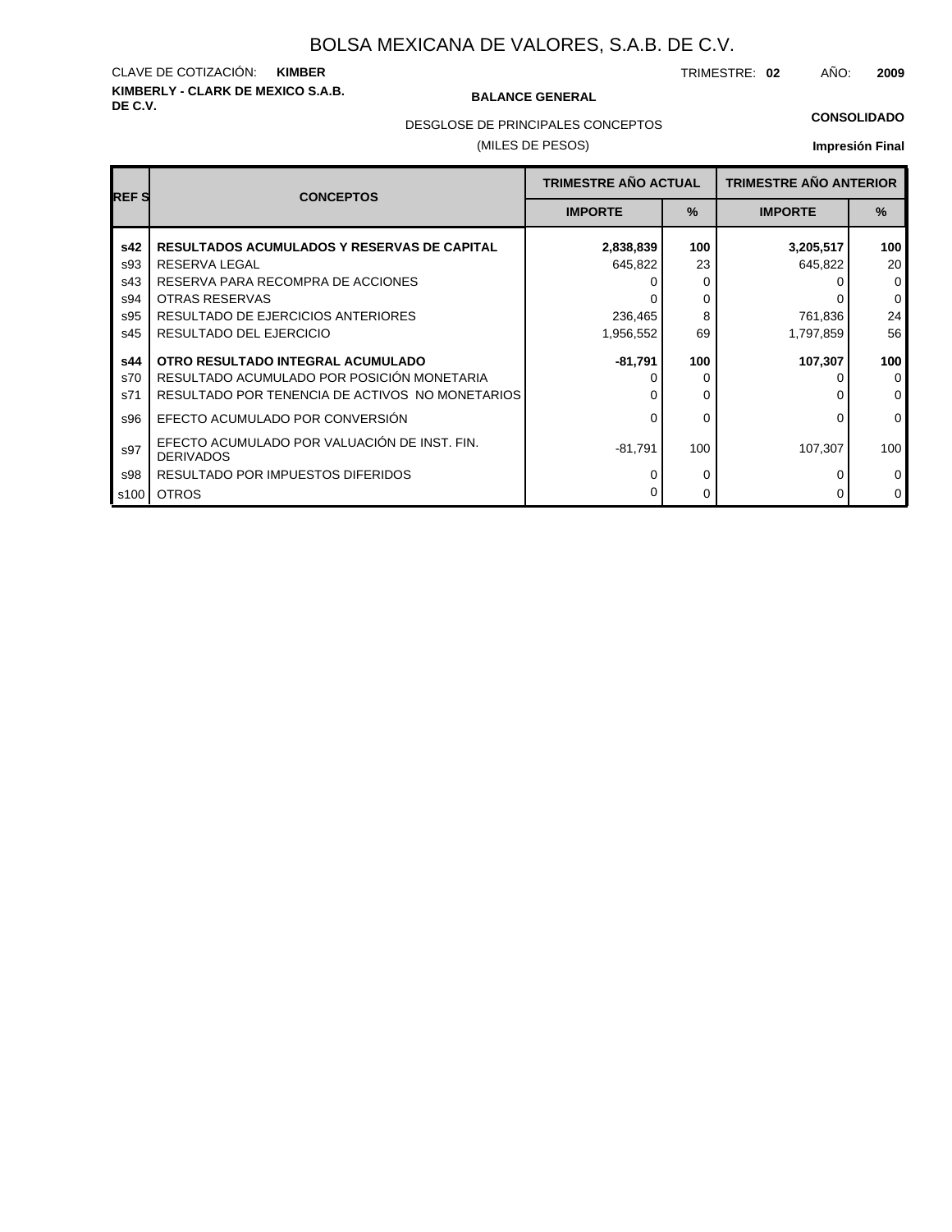# BOLSA MEXICANA DE VALORES, S.A.B. DE C.V.

CLAVE DE COTIZACIÓN: **KIMBER**

TRIMESTRE: **02** AÑO: **2009**

**KIMBERLY - CLARK DE MEXICO S.A.B. DE C.V.**

**BALANCE GENERAL**

DESGLOSE DE PRINCIPALES CONCEPTOS

(MILES DE PESOS)

**CONSOLIDADO**

**Impresión Final**

| REF S | CONCEPTOS | TRIMESTRE AÑO ACTUAL | | TRIMESTRE AÑO ANTERIOR | |
|---|---|---|---|---|---|
| | | IMPORTE | % | IMPORTE | % |
| **s42** | **RESULTADOS ACUMULADOS Y RESERVAS DE CAPITAL** | **2,838,839** | **100** | **3,205,517** | **100** |
| s93 | RESERVA LEGAL | 645,822 | 23 | 645,822 | 20 |
| s43 | RESERVA PARA RECOMPRA DE ACCIONES | 0 | 0 | 0 | 0 |
| s94 | OTRAS RESERVAS | 0 | 0 | 0 | 0 |
| s95 | RESULTADO DE EJERCICIOS ANTERIORES | 236,465 | 8 | 761,836 | 24 |
| s45 | RESULTADO DEL EJERCICIO | 1,956,552 | 69 | 1,797,859 | 56 |
| **s44** | **OTRO RESULTADO INTEGRAL ACUMULADO** | **-81,791** | **100** | **107,307** | **100** |
| s70 | RESULTADO ACUMULADO POR POSICIÓN MONETARIA | 0 | 0 | 0 | 0 |
| s71 | RESULTADO POR TENENCIA DE ACTIVOS NO MONETARIOS | 0 | 0 | 0 | 0 |
| s96 | EFECTO ACUMULADO POR CONVERSIÓN | 0 | 0 | 0 | 0 |
| s97 | EFECTO ACUMULADO POR VALUACIÓN DE INST. FIN. DERIVADOS | -81,791 | 100 | 107,307 | 100 |
| s98 | RESULTADO POR IMPUESTOS DIFERIDOS | 0 | 0 | 0 | 0 |
| s100 | OTROS | 0 | 0 | 0 | 0 |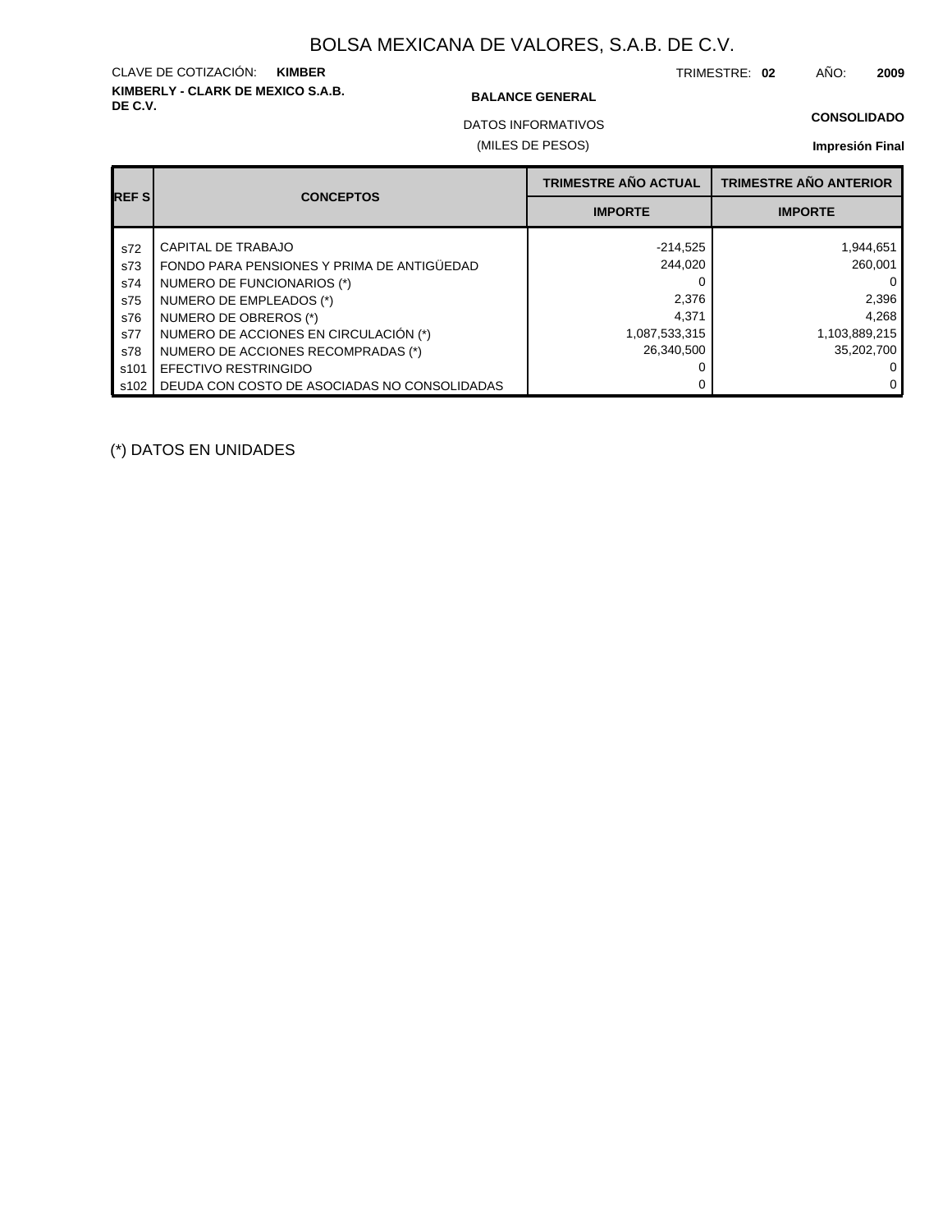# BOLSA MEXICANA DE VALORES, S.A.B. DE C.V.

CLAVE DE COTIZACIÓN: **KIMBER**

TRIMESTRE: **02** AÑO: **2009**

**KIMBERLY - CLARK DE MEXICO S.A.B. DE C.V.**

**BALANCE GENERAL**

DATOS INFORMATIVOS

(MILES DE PESOS)

**CONSOLIDADO**

**Impresión Final**

| REF S | CONCEPTOS | TRIMESTRE AÑO ACTUAL | TRIMESTRE AÑO ANTERIOR |
|---|---|---|---|
| | | IMPORTE | IMPORTE |
| s72 | CAPITAL DE TRABAJO | -214,525 | 1,944,651 |
| s73 | FONDO PARA PENSIONES Y PRIMA DE ANTIGÜEDAD | 244,020 | 260,001 |
| s74 | NUMERO DE FUNCIONARIOS (*) | 0 | 0 |
| s75 | NUMERO DE EMPLEADOS (*) | 2,376 | 2,396 |
| s76 | NUMERO DE OBREROS (*) | 4,371 | 4,268 |
| s77 | NUMERO DE ACCIONES EN CIRCULACIÓN (*) | 1,087,533,315 | 1,103,889,215 |
| s78 | NUMERO DE ACCIONES RECOMPRADAS (*) | 26,340,500 | 35,202,700 |
| s101 | EFECTIVO RESTRINGIDO | 0 | 0 |
| s102 | DEUDA CON COSTO DE ASOCIADAS NO CONSOLIDADAS | 0 | 0 |

(*) DATOS EN UNIDADES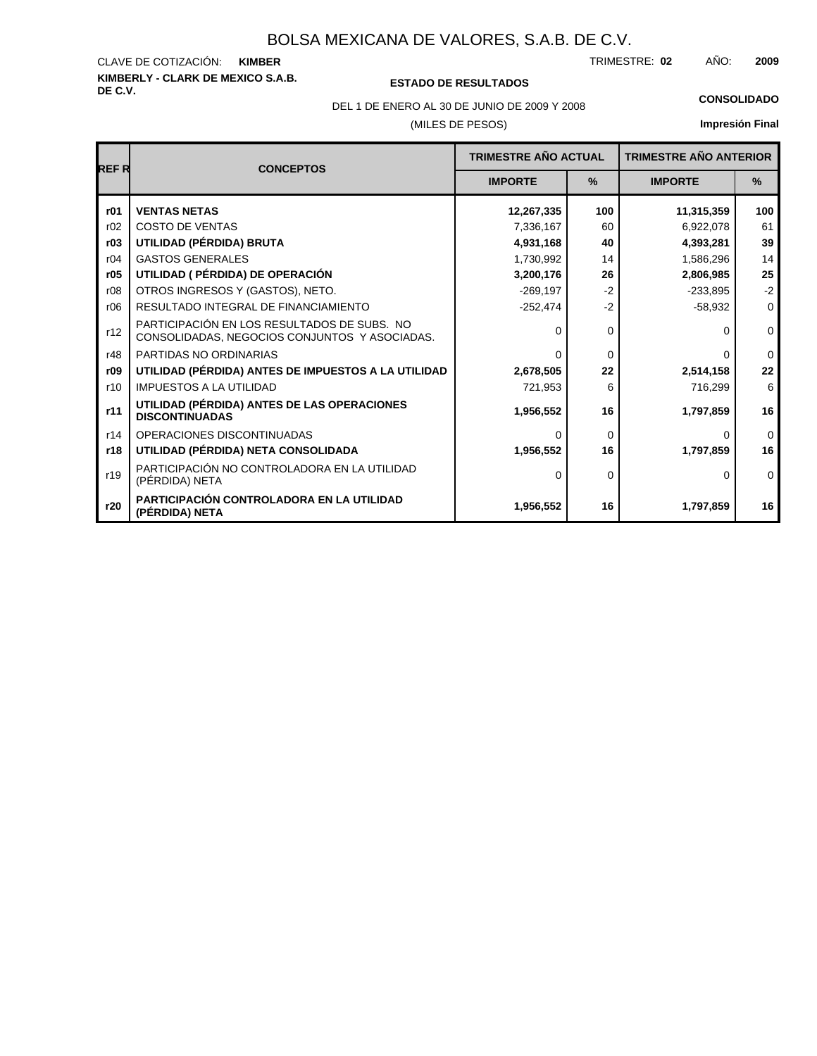# BOLSA MEXICANA DE VALORES, S.A.B. DE C.V.

CLAVE DE COTIZACIÓN: **KIMBER**

TRIMESTRE: **02** AÑO: **2009**

**KIMBERLY - CLARK DE MEXICO S.A.B. DE C.V.**

**ESTADO DE RESULTADOS**

DEL 1 DE ENERO AL 30 DE JUNIO DE 2009 Y 2008

(MILES DE PESOS)

**CONSOLIDADO**

**Impresión Final**

| REF R | CONCEPTOS | TRIMESTRE AÑO ACTUAL | | TRIMESTRE AÑO ANTERIOR | |
|---|---|---|---|---|---|
| | | IMPORTE | % | IMPORTE | % |
| **r01** | **VENTAS NETAS** | **12,267,335** | **100** | **11,315,359** | **100** |
| r02 | COSTO DE VENTAS | 7,336,167 | 60 | 6,922,078 | 61 |
| **r03** | **UTILIDAD (PÉRDIDA) BRUTA** | **4,931,168** | **40** | **4,393,281** | **39** |
| r04 | GASTOS GENERALES | 1,730,992 | 14 | 1,586,296 | 14 |
| **r05** | **UTILIDAD ( PÉRDIDA) DE OPERACIÓN** | **3,200,176** | **26** | **2,806,985** | **25** |
| r08 | OTROS INGRESOS Y (GASTOS), NETO. | -269,197 | -2 | -233,895 | -2 |
| r06 | RESULTADO INTEGRAL DE FINANCIAMIENTO | -252,474 | -2 | -58,932 | 0 |
| r12 | PARTICIPACIÓN EN LOS RESULTADOS DE SUBS. NO CONSOLIDADAS, NEGOCIOS CONJUNTOS Y ASOCIADAS. | 0 | 0 | 0 | 0 |
| r48 | PARTIDAS NO ORDINARIAS | 0 | 0 | 0 | 0 |
| **r09** | **UTILIDAD (PÉRDIDA) ANTES DE IMPUESTOS A LA UTILIDAD** | **2,678,505** | **22** | **2,514,158** | **22** |
| r10 | IMPUESTOS A LA UTILIDAD | 721,953 | 6 | 716,299 | 6 |
| **r11** | **UTILIDAD (PÉRDIDA) ANTES DE LAS OPERACIONES DISCONTINUADAS** | **1,956,552** | **16** | **1,797,859** | **16** |
| r14 | OPERACIONES DISCONTINUADAS | 0 | 0 | 0 | 0 |
| **r18** | **UTILIDAD (PÉRDIDA) NETA CONSOLIDADA** | **1,956,552** | **16** | **1,797,859** | **16** |
| r19 | PARTICIPACIÓN NO CONTROLADORA EN LA UTILIDAD (PÉRDIDA) NETA | 0 | 0 | 0 | 0 |
| **r20** | **PARTICIPACIÓN CONTROLADORA EN LA UTILIDAD (PÉRDIDA) NETA** | **1,956,552** | **16** | **1,797,859** | **16** |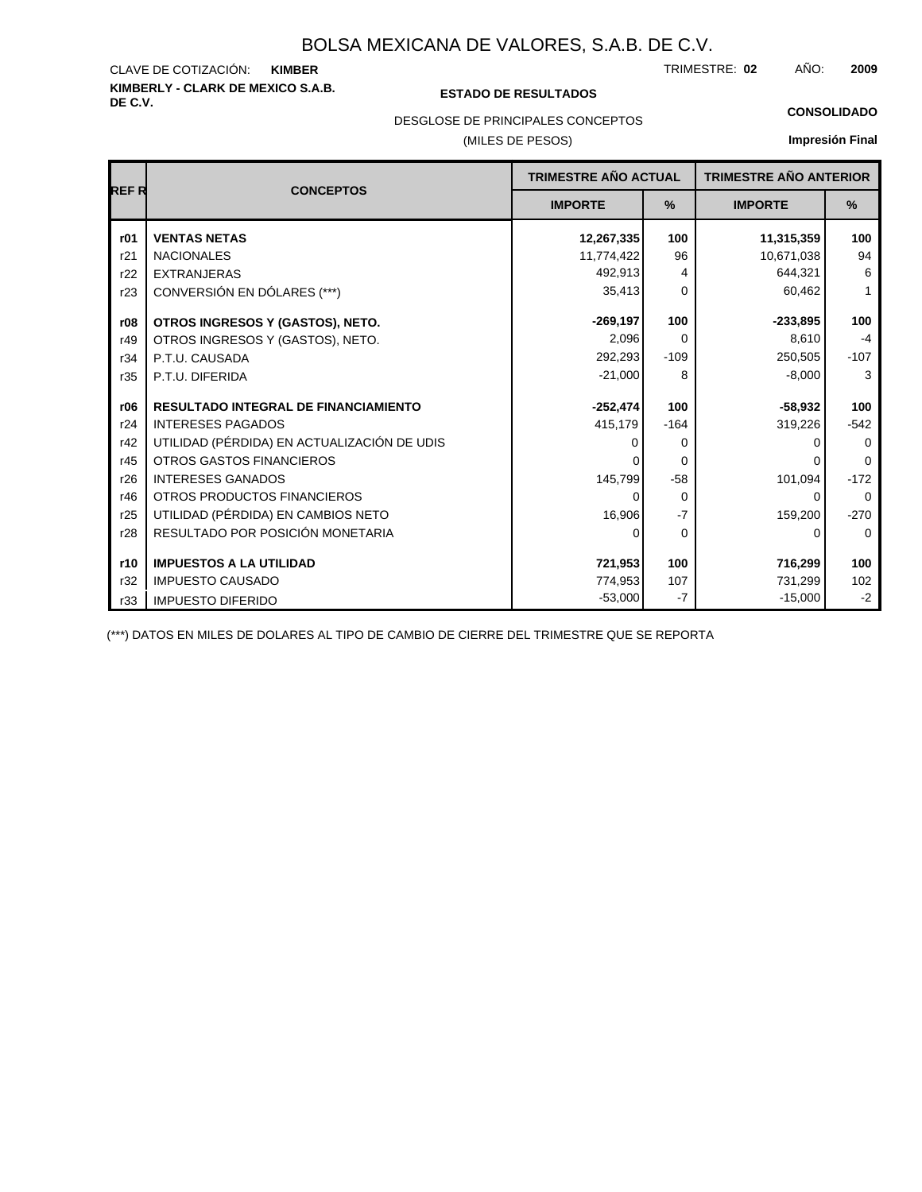# BOLSA MEXICANA DE VALORES, S.A.B. DE C.V.

CLAVE DE COTIZACIÓN: **KIMBER**

TRIMESTRE: **02** AÑO: **2009**

**KIMBERLY - CLARK DE MEXICO S.A.B. DE C.V.**

**ESTADO DE RESULTADOS**

**CONSOLIDADO**

DESGLOSE DE PRINCIPALES CONCEPTOS

(MILES DE PESOS)

**Impresión Final**

| REF R | CONCEPTOS | TRIMESTRE AÑO ACTUAL | | TRIMESTRE AÑO ANTERIOR | |
|---|---|---|---|---|---|
| | | IMPORTE | % | IMPORTE | % |
| **r01** | **VENTAS NETAS** | **12,267,335** | **100** | **11,315,359** | **100** |
| r21 | NACIONALES | 11,774,422 | 96 | 10,671,038 | 94 |
| r22 | EXTRANJERAS | 492,913 | 4 | 644,321 | 6 |
| r23 | CONVERSIÓN EN DÓLARES (***) | 35,413 | 0 | 60,462 | 1 |
| **r08** | **OTROS INGRESOS Y (GASTOS), NETO.** | **-269,197** | **100** | **-233,895** | **100** |
| r49 | OTROS INGRESOS Y (GASTOS), NETO. | 2,096 | 0 | 8,610 | -4 |
| r34 | P.T.U. CAUSADA | 292,293 | -109 | 250,505 | -107 |
| r35 | P.T.U. DIFERIDA | -21,000 | 8 | -8,000 | 3 |
| **r06** | **RESULTADO INTEGRAL DE FINANCIAMIENTO** | **-252,474** | **100** | **-58,932** | **100** |
| r24 | INTERESES PAGADOS | 415,179 | -164 | 319,226 | -542 |
| r42 | UTILIDAD (PÉRDIDA) EN ACTUALIZACIÓN DE UDIS | 0 | 0 | 0 | 0 |
| r45 | OTROS GASTOS FINANCIEROS | 0 | 0 | 0 | 0 |
| r26 | INTERESES GANADOS | 145,799 | -58 | 101,094 | -172 |
| r46 | OTROS PRODUCTOS FINANCIEROS | 0 | 0 | 0 | 0 |
| r25 | UTILIDAD (PÉRDIDA) EN CAMBIOS NETO | 16,906 | -7 | 159,200 | -270 |
| r28 | RESULTADO POR POSICIÓN MONETARIA | 0 | 0 | 0 | 0 |
| **r10** | **IMPUESTOS A LA UTILIDAD** | **721,953** | **100** | **716,299** | **100** |
| r32 | IMPUESTO CAUSADO | 774,953 | 107 | 731,299 | 102 |
| r33 | IMPUESTO DIFERIDO | -53,000 | -7 | -15,000 | -2 |

(***) DATOS EN MILES DE DOLARES AL TIPO DE CAMBIO DE CIERRE DEL TRIMESTRE QUE SE REPORTA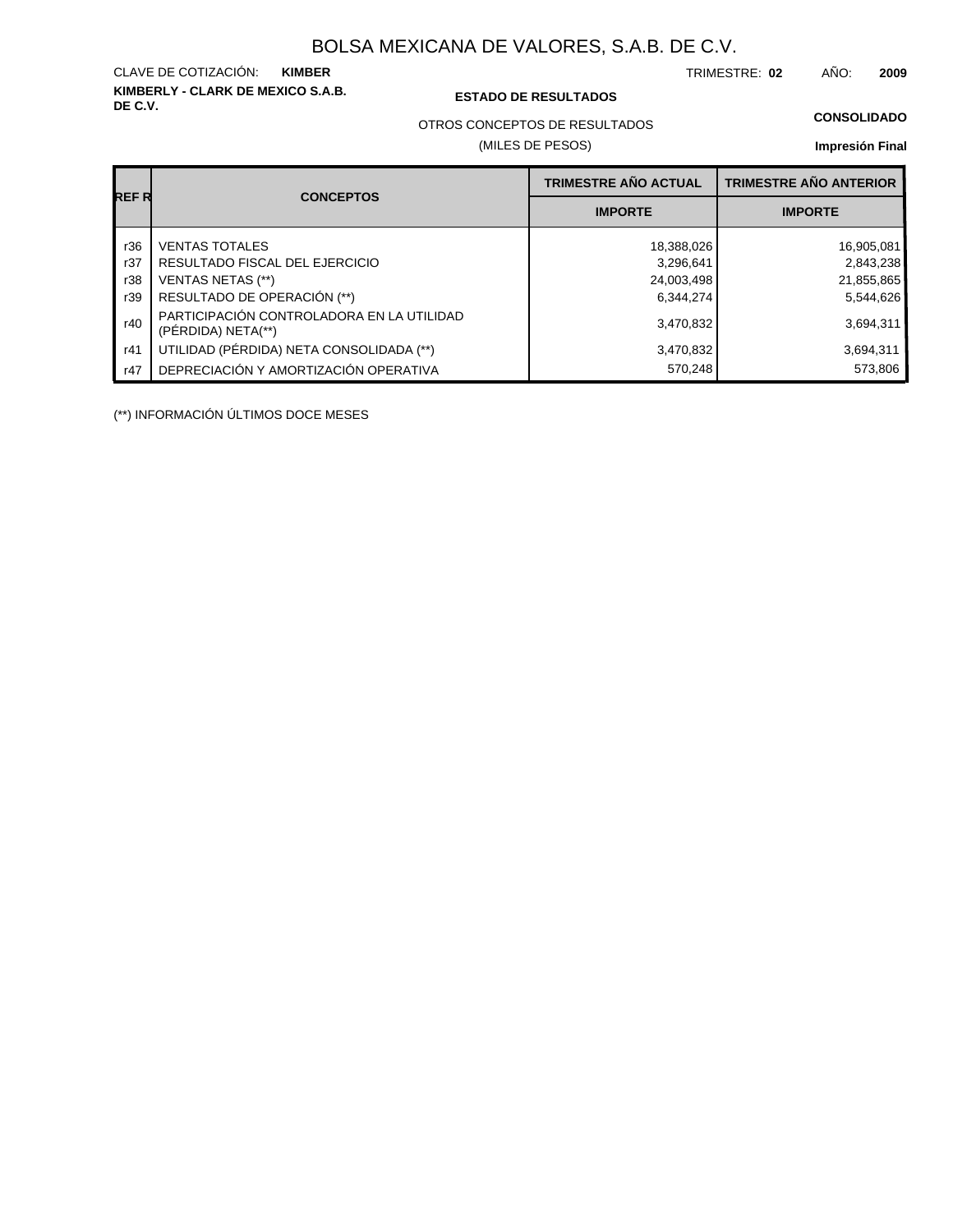# BOLSA MEXICANA DE VALORES, S.A.B. DE C.V.

CLAVE DE COTIZACIÓN: **KIMBER**

TRIMESTRE: **02** AÑO: **2009**

**KIMBERLY - CLARK DE MEXICO S.A.B. DE C.V.**

**ESTADO DE RESULTADOS**

**CONSOLIDADO**

OTROS CONCEPTOS DE RESULTADOS

(MILES DE PESOS)

**Impresión Final**

| REF R | CONCEPTOS | TRIMESTRE AÑO ACTUAL | TRIMESTRE AÑO ANTERIOR |
|---|---|---|---|
| | | IMPORTE | IMPORTE |
| r36 | VENTAS TOTALES | 18,388,026 | 16,905,081 |
| r37 | RESULTADO FISCAL DEL EJERCICIO | 3,296,641 | 2,843,238 |
| r38 | VENTAS NETAS (**) | 24,003,498 | 21,855,865 |
| r39 | RESULTADO DE OPERACIÓN (**) | 6,344,274 | 5,544,626 |
| r40 | PARTICIPACIÓN CONTROLADORA EN LA UTILIDAD (PÉRDIDA) NETA(**) | 3,470,832 | 3,694,311 |
| r41 | UTILIDAD (PÉRDIDA) NETA CONSOLIDADA (**) | 3,470,832 | 3,694,311 |
| r47 | DEPRECIACIÓN Y AMORTIZACIÓN OPERATIVA | 570,248 | 573,806 |

(**) INFORMACIÓN ÚLTIMOS DOCE MESES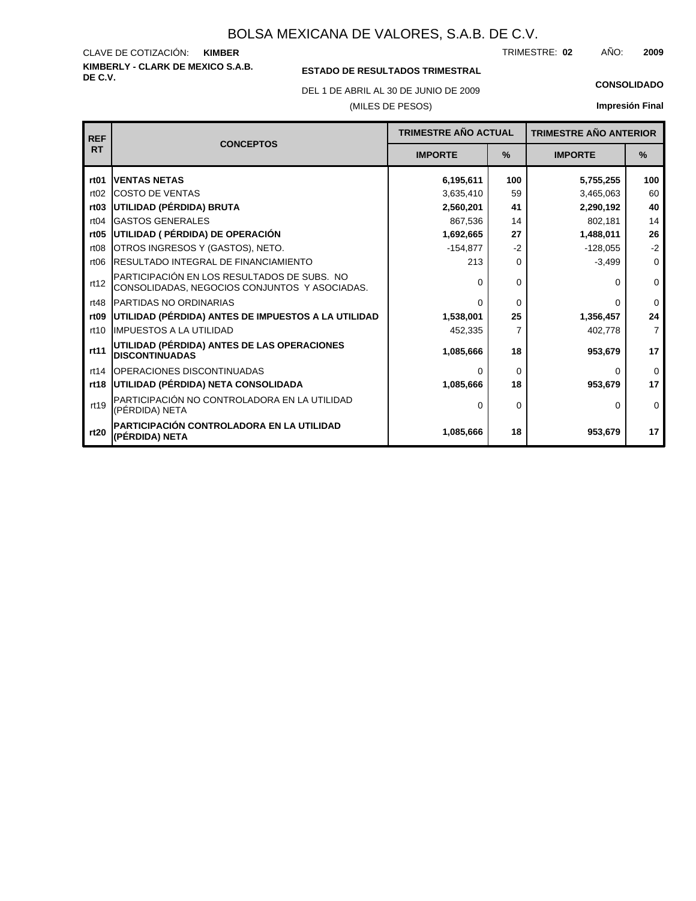# BOLSA MEXICANA DE VALORES, S.A.B. DE C.V.

CLAVE DE COTIZACIÓN: **KIMBER**

TRIMESTRE: **02** AÑO: **2009**

**KIMBERLY - CLARK DE MEXICO S.A.B. DE C.V.**

**ESTADO DE RESULTADOS TRIMESTRAL**

DEL 1 DE ABRIL AL 30 DE JUNIO DE 2009

(MILES DE PESOS)

**CONSOLIDADO**

**Impresión Final**

| REF RT | CONCEPTOS | TRIMESTRE AÑO ACTUAL | | TRIMESTRE AÑO ANTERIOR | |
|---|---|---|---|---|---|
| | | IMPORTE | % | IMPORTE | % |
| **rt01** | **VENTAS NETAS** | **6,195,611** | **100** | **5,755,255** | **100** |
| rt02 | COSTO DE VENTAS | 3,635,410 | 59 | 3,465,063 | 60 |
| **rt03** | **UTILIDAD (PÉRDIDA) BRUTA** | **2,560,201** | **41** | **2,290,192** | **40** |
| rt04 | GASTOS GENERALES | 867,536 | 14 | 802,181 | 14 |
| **rt05** | **UTILIDAD ( PÉRDIDA) DE OPERACIÓN** | **1,692,665** | **27** | **1,488,011** | **26** |
| rt08 | OTROS INGRESOS Y (GASTOS), NETO. | -154,877 | -2 | -128,055 | -2 |
| rt06 | RESULTADO INTEGRAL DE FINANCIAMIENTO | 213 | 0 | -3,499 | 0 |
| rt12 | PARTICIPACIÓN EN LOS RESULTADOS DE SUBS. NO CONSOLIDADAS, NEGOCIOS CONJUNTOS Y ASOCIADAS. | 0 | 0 | 0 | 0 |
| rt48 | PARTIDAS NO ORDINARIAS | 0 | 0 | 0 | 0 |
| **rt09** | **UTILIDAD (PÉRDIDA) ANTES DE IMPUESTOS A LA UTILIDAD** | **1,538,001** | **25** | **1,356,457** | **24** |
| rt10 | IMPUESTOS A LA UTILIDAD | 452,335 | 7 | 402,778 | 7 |
| **rt11** | **UTILIDAD (PÉRDIDA) ANTES DE LAS OPERACIONES DISCONTINUADAS** | **1,085,666** | **18** | **953,679** | **17** |
| rt14 | OPERACIONES DISCONTINUADAS | 0 | 0 | 0 | 0 |
| **rt18** | **UTILIDAD (PÉRDIDA) NETA CONSOLIDADA** | **1,085,666** | **18** | **953,679** | **17** |
| rt19 | PARTICIPACIÓN NO CONTROLADORA EN LA UTILIDAD (PÉRDIDA) NETA | 0 | 0 | 0 | 0 |
| **rt20** | **PARTICIPACIÓN CONTROLADORA EN LA UTILIDAD (PÉRDIDA) NETA** | **1,085,666** | **18** | **953,679** | **17** |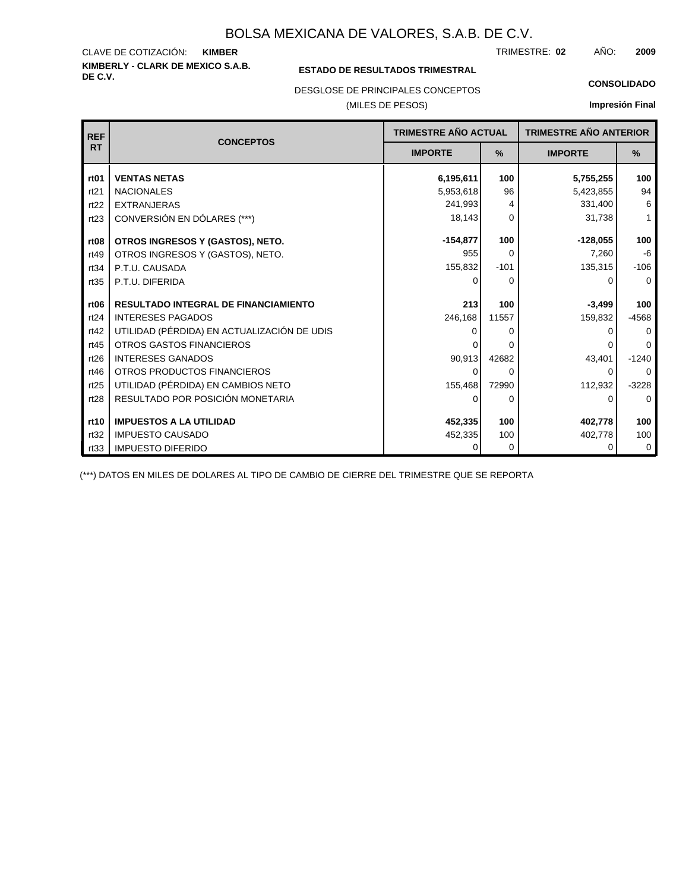# BOLSA MEXICANA DE VALORES, S.A.B. DE C.V.

CLAVE DE COTIZACIÓN: **KIMBER**

TRIMESTRE: **02** AÑO: **2009**

**KIMBERLY - CLARK DE MEXICO S.A.B. DE C.V.**

**ESTADO DE RESULTADOS TRIMESTRAL**

DESGLOSE DE PRINCIPALES CONCEPTOS

(MILES DE PESOS)

**CONSOLIDADO**

**Impresión Final**

| REF RT | CONCEPTOS | TRIMESTRE AÑO ACTUAL | | TRIMESTRE AÑO ANTERIOR | |
|---|---|---|---|---|---|
| | | IMPORTE | % | IMPORTE | % |
| **rt01** | **VENTAS NETAS** | **6,195,611** | **100** | **5,755,255** | **100** |
| rt21 | NACIONALES | 5,953,618 | 96 | 5,423,855 | 94 |
| rt22 | EXTRANJERAS | 241,993 | 4 | 331,400 | 6 |
| rt23 | CONVERSIÓN EN DÓLARES (***) | 18,143 | 0 | 31,738 | 1 |
| **rt08** | **OTROS INGRESOS Y (GASTOS), NETO.** | **-154,877** | **100** | **-128,055** | **100** |
| rt49 | OTROS INGRESOS Y (GASTOS), NETO. | 955 | 0 | 7,260 | -6 |
| rt34 | P.T.U. CAUSADA | 155,832 | -101 | 135,315 | -106 |
| rt35 | P.T.U. DIFERIDA | 0 | 0 | 0 | 0 |
| **rt06** | **RESULTADO INTEGRAL DE FINANCIAMIENTO** | **213** | **100** | **-3,499** | **100** |
| rt24 | INTERESES PAGADOS | 246,168 | 11557 | 159,832 | -4568 |
| rt42 | UTILIDAD (PÉRDIDA) EN ACTUALIZACIÓN DE UDIS | 0 | 0 | 0 | 0 |
| rt45 | OTROS GASTOS FINANCIEROS | 0 | 0 | 0 | 0 |
| rt26 | INTERESES GANADOS | 90,913 | 42682 | 43,401 | -1240 |
| rt46 | OTROS PRODUCTOS FINANCIEROS | 0 | 0 | 0 | 0 |
| rt25 | UTILIDAD (PÉRDIDA) EN CAMBIOS NETO | 155,468 | 72990 | 112,932 | -3228 |
| rt28 | RESULTADO POR POSICIÓN MONETARIA | 0 | 0 | 0 | 0 |
| **rt10** | **IMPUESTOS A LA UTILIDAD** | **452,335** | **100** | **402,778** | **100** |
| rt32 | IMPUESTO CAUSADO | 452,335 | 100 | 402,778 | 100 |
| rt33 | IMPUESTO DIFERIDO | 0 | 0 | 0 | 0 |

(***) DATOS EN MILES DE DOLARES AL TIPO DE CAMBIO DE CIERRE DEL TRIMESTRE QUE SE REPORTA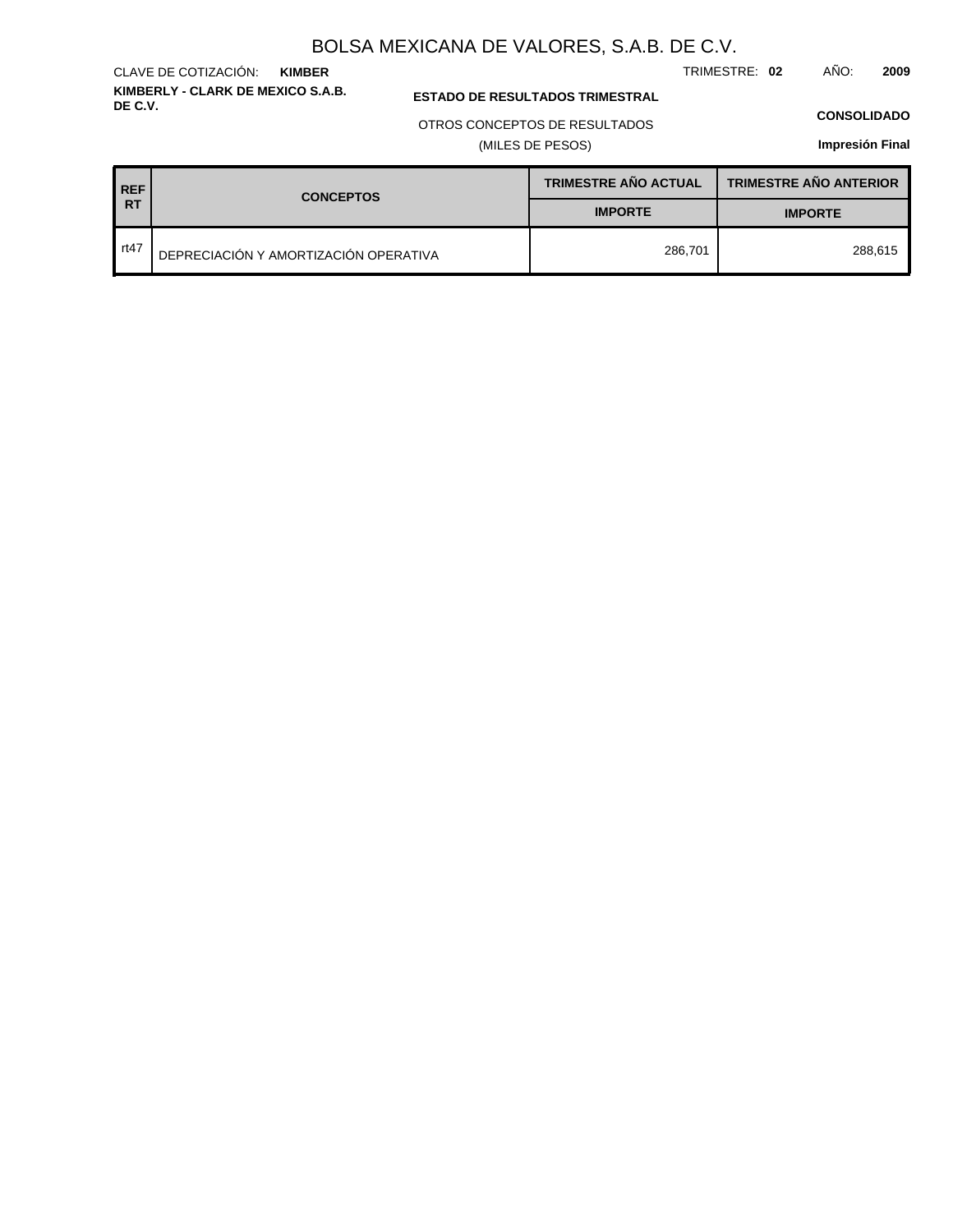# BOLSA MEXICANA DE VALORES, S.A.B. DE C.V.

CLAVE DE COTIZACIÓN: **KIMBER**

TRIMESTRE: **02** AÑO: **2009**

**KIMBERLY - CLARK DE MEXICO S.A.B. DE C.V.**

**ESTADO DE RESULTADOS TRIMESTRAL**

OTROS CONCEPTOS DE RESULTADOS

(MILES DE PESOS)

**CONSOLIDADO**

**Impresión Final**

| REF RT | CONCEPTOS | TRIMESTRE AÑO ACTUAL | TRIMESTRE AÑO ANTERIOR |
|---|---|---|---|
| | | IMPORTE | IMPORTE |
| rt47 | DEPRECIACIÓN Y AMORTIZACIÓN OPERATIVA | 286,701 | 288,615 |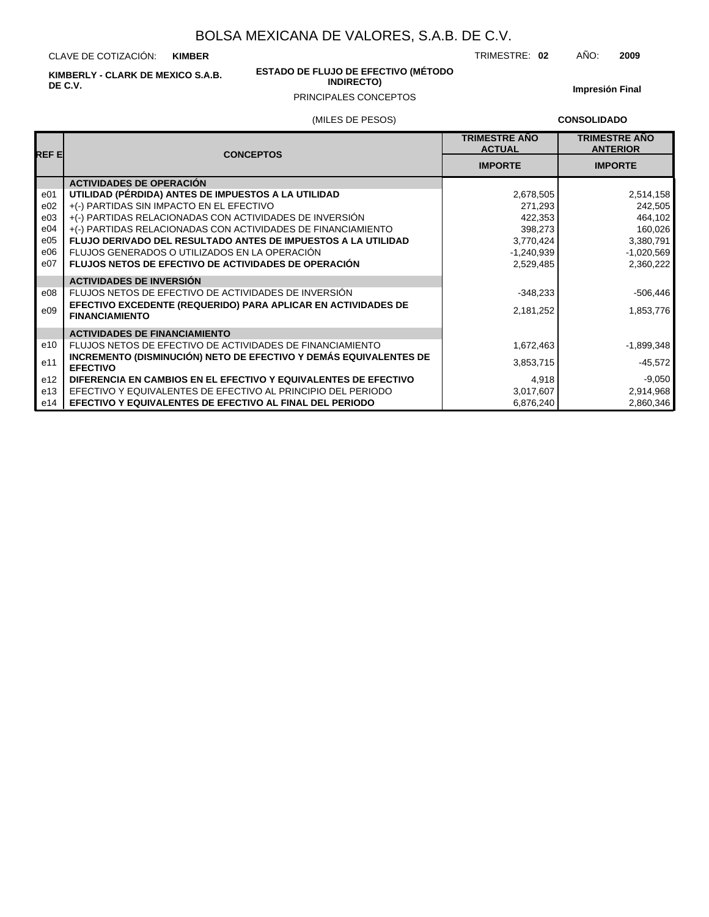# BOLSA MEXICANA DE VALORES, S.A.B. DE C.V.

CLAVE DE COTIZACIÓN: **KIMBER**

TRIMESTRE: **02** AÑO: **2009**

**KIMBERLY - CLARK DE MEXICO S.A.B. DE C.V.**

**ESTADO DE FLUJO DE EFECTIVO (MÉTODO INDIRECTO)**

PRINCIPALES CONCEPTOS

(MILES DE PESOS)

**Impresión Final**

**CONSOLIDADO**

| REF E | CONCEPTOS | TRIMESTRE AÑO ACTUAL | TRIMESTRE AÑO ANTERIOR |
|---|---|---|---|
| | | IMPORTE | IMPORTE |
| | **ACTIVIDADES DE OPERACIÓN** | | |
| e01 | **UTILIDAD (PÉRDIDA) ANTES DE IMPUESTOS A LA UTILIDAD** | 2,678,505 | 2,514,158 |
| e02 | +(-) PARTIDAS SIN IMPACTO EN EL EFECTIVO | 271,293 | 242,505 |
| e03 | +(-) PARTIDAS RELACIONADAS CON ACTIVIDADES DE INVERSIÓN | 422,353 | 464,102 |
| e04 | +(-) PARTIDAS RELACIONADAS CON ACTIVIDADES DE FINANCIAMIENTO | 398,273 | 160,026 |
| e05 | **FLUJO DERIVADO DEL RESULTADO ANTES DE IMPUESTOS A LA UTILIDAD** | 3,770,424 | 3,380,791 |
| e06 | FLUJOS GENERADOS O UTILIZADOS EN LA OPERACIÓN | -1,240,939 | -1,020,569 |
| e07 | **FLUJOS NETOS DE EFECTIVO DE ACTIVIDADES DE OPERACIÓN** | 2,529,485 | 2,360,222 |
| | **ACTIVIDADES DE INVERSIÓN** | | |
| e08 | FLUJOS NETOS DE EFECTIVO DE ACTIVIDADES DE INVERSIÓN | -348,233 | -506,446 |
| e09 | **EFECTIVO EXCEDENTE (REQUERIDO) PARA APLICAR EN ACTIVIDADES DE FINANCIAMIENTO** | 2,181,252 | 1,853,776 |
| | **ACTIVIDADES DE FINANCIAMIENTO** | | |
| e10 | FLUJOS NETOS DE EFECTIVO DE ACTIVIDADES DE FINANCIAMIENTO | 1,672,463 | -1,899,348 |
| e11 | **INCREMENTO (DISMINUCIÓN) NETO DE EFECTIVO Y DEMÁS EQUIVALENTES DE EFECTIVO** | 3,853,715 | -45,572 |
| e12 | **DIFERENCIA EN CAMBIOS EN EL EFECTIVO Y EQUIVALENTES DE EFECTIVO** | 4,918 | -9,050 |
| e13 | EFECTIVO Y EQUIVALENTES DE EFECTIVO AL PRINCIPIO DEL PERIODO | 3,017,607 | 2,914,968 |
| e14 | **EFECTIVO Y EQUIVALENTES DE EFECTIVO AL FINAL DEL PERIODO** | 6,876,240 | 2,860,346 |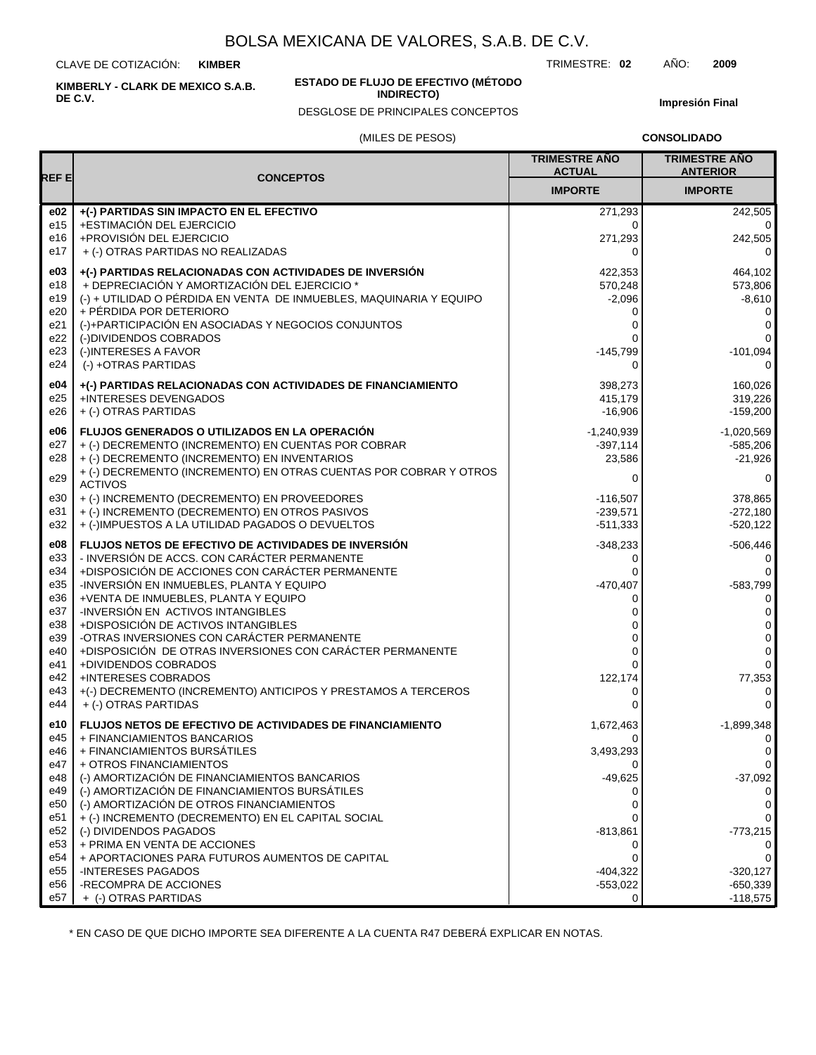# BOLSA MEXICANA DE VALORES, S.A.B. DE C.V.

CLAVE DE COTIZACIÓN: **KIMBER**

TRIMESTRE: **02** AÑO: **2009**

**KIMBERLY - CLARK DE MEXICO S.A.B. DE C.V.**

**ESTADO DE FLUJO DE EFECTIVO (MÉTODO INDIRECTO)**

DESGLOSE DE PRINCIPALES CONCEPTOS

**Impresión Final**

(MILES DE PESOS)

**CONSOLIDADO**

| REF E | CONCEPTOS | TRIMESTRE AÑO ACTUAL | TRIMESTRE AÑO ANTERIOR |
|---|---|---|---|
| | | IMPORTE | IMPORTE |
| **e02** | **+(-) PARTIDAS SIN IMPACTO EN EL EFECTIVO** | 271,293 | 242,505 |
| e15 | +ESTIMACIÓN DEL EJERCICIO | 0 | 0 |
| e16 | +PROVISIÓN DEL EJERCICIO | 271,293 | 242,505 |
| e17 | + (-) OTRAS PARTIDAS NO REALIZADAS | 0 | 0 |
| **e03** | **+(-) PARTIDAS RELACIONADAS CON ACTIVIDADES DE INVERSIÓN** | 422,353 | 464,102 |
| e18 | + DEPRECIACIÓN Y AMORTIZACIÓN DEL EJERCICIO * | 570,248 | 573,806 |
| e19 | (-) + UTILIDAD O PÉRDIDA EN VENTA DE INMUEBLES, MAQUINARIA Y EQUIPO | -2,096 | -8,610 |
| e20 | + PÉRDIDA POR DETERIORO | 0 | 0 |
| e21 | (-)+PARTICIPACIÓN EN ASOCIADAS Y NEGOCIOS CONJUNTOS | 0 | 0 |
| e22 | (-)DIVIDENDOS COBRADOS | 0 | 0 |
| e23 | (-)INTERESES A FAVOR | -145,799 | -101,094 |
| e24 | (-) +OTRAS PARTIDAS | 0 | 0 |
| **e04** | **+(-) PARTIDAS RELACIONADAS CON ACTIVIDADES DE FINANCIAMIENTO** | 398,273 | 160,026 |
| e25 | +INTERESES DEVENGADOS | 415,179 | 319,226 |
| e26 | + (-) OTRAS PARTIDAS | -16,906 | -159,200 |
| **e06** | **FLUJOS GENERADOS O UTILIZADOS EN LA OPERACIÓN** | -1,240,939 | -1,020,569 |
| e27 | + (-) DECREMENTO (INCREMENTO) EN CUENTAS POR COBRAR | -397,114 | -585,206 |
| e28 | + (-) DECREMENTO (INCREMENTO) EN INVENTARIOS | 23,586 | -21,926 |
| e29 | + (-) DECREMENTO (INCREMENTO) EN OTRAS CUENTAS POR COBRAR Y OTROS ACTIVOS | 0 | 0 |
| e30 | + (-) INCREMENTO (DECREMENTO) EN PROVEEDORES | -116,507 | 378,865 |
| e31 | + (-) INCREMENTO (DECREMENTO) EN OTROS PASIVOS | -239,571 | -272,180 |
| e32 | + (-)IMPUESTOS A LA UTILIDAD PAGADOS O DEVUELTOS | -511,333 | -520,122 |
| **e08** | **FLUJOS NETOS DE EFECTIVO DE ACTIVIDADES DE INVERSIÓN** | -348,233 | -506,446 |
| e33 | - INVERSIÓN DE ACCS. CON CARÁCTER PERMANENTE | 0 | 0 |
| e34 | +DISPOSICIÓN DE ACCIONES CON CARÁCTER PERMANENTE | 0 | 0 |
| e35 | -INVERSIÓN EN INMUEBLES, PLANTA Y EQUIPO | -470,407 | -583,799 |
| e36 | +VENTA DE INMUEBLES, PLANTA Y EQUIPO | 0 | 0 |
| e37 | -INVERSIÓN EN ACTIVOS INTANGIBLES | 0 | 0 |
| e38 | +DISPOSICIÓN DE ACTIVOS INTANGIBLES | 0 | 0 |
| e39 | -OTRAS INVERSIONES CON CARÁCTER PERMANENTE | 0 | 0 |
| e40 | +DISPOSICIÓN DE OTRAS INVERSIONES CON CARÁCTER PERMANENTE | 0 | 0 |
| e41 | +DIVIDENDOS COBRADOS | 0 | 0 |
| e42 | +INTERESES COBRADOS | 122,174 | 77,353 |
| e43 | +(-) DECREMENTO (INCREMENTO) ANTICIPOS Y PRESTAMOS A TERCEROS | 0 | 0 |
| e44 | + (-) OTRAS PARTIDAS | 0 | 0 |
| **e10** | **FLUJOS NETOS DE EFECTIVO DE ACTIVIDADES DE FINANCIAMIENTO** | 1,672,463 | -1,899,348 |
| e45 | + FINANCIAMIENTOS BANCARIOS | 0 | 0 |
| e46 | + FINANCIAMIENTOS BURSÁTILES | 3,493,293 | 0 |
| e47 | + OTROS FINANCIAMIENTOS | 0 | 0 |
| e48 | (-) AMORTIZACIÓN DE FINANCIAMIENTOS BANCARIOS | -49,625 | -37,092 |
| e49 | (-) AMORTIZACIÓN DE FINANCIAMIENTOS BURSÁTILES | 0 | 0 |
| e50 | (-) AMORTIZACIÓN DE OTROS FINANCIAMIENTOS | 0 | 0 |
| e51 | + (-) INCREMENTO (DECREMENTO) EN EL CAPITAL SOCIAL | 0 | 0 |
| e52 | (-) DIVIDENDOS PAGADOS | -813,861 | -773,215 |
| e53 | + PRIMA EN VENTA DE ACCIONES | 0 | 0 |
| e54 | + APORTACIONES PARA FUTUROS AUMENTOS DE CAPITAL | 0 | 0 |
| e55 | -INTERESES PAGADOS | -404,322 | -320,127 |
| e56 | -RECOMPRA DE ACCIONES | -553,022 | -650,339 |
| e57 | + (-) OTRAS PARTIDAS | 0 | -118,575 |

* EN CASO DE QUE DICHO IMPORTE SEA DIFERENTE A LA CUENTA R47 DEBERÁ EXPLICAR EN NOTAS.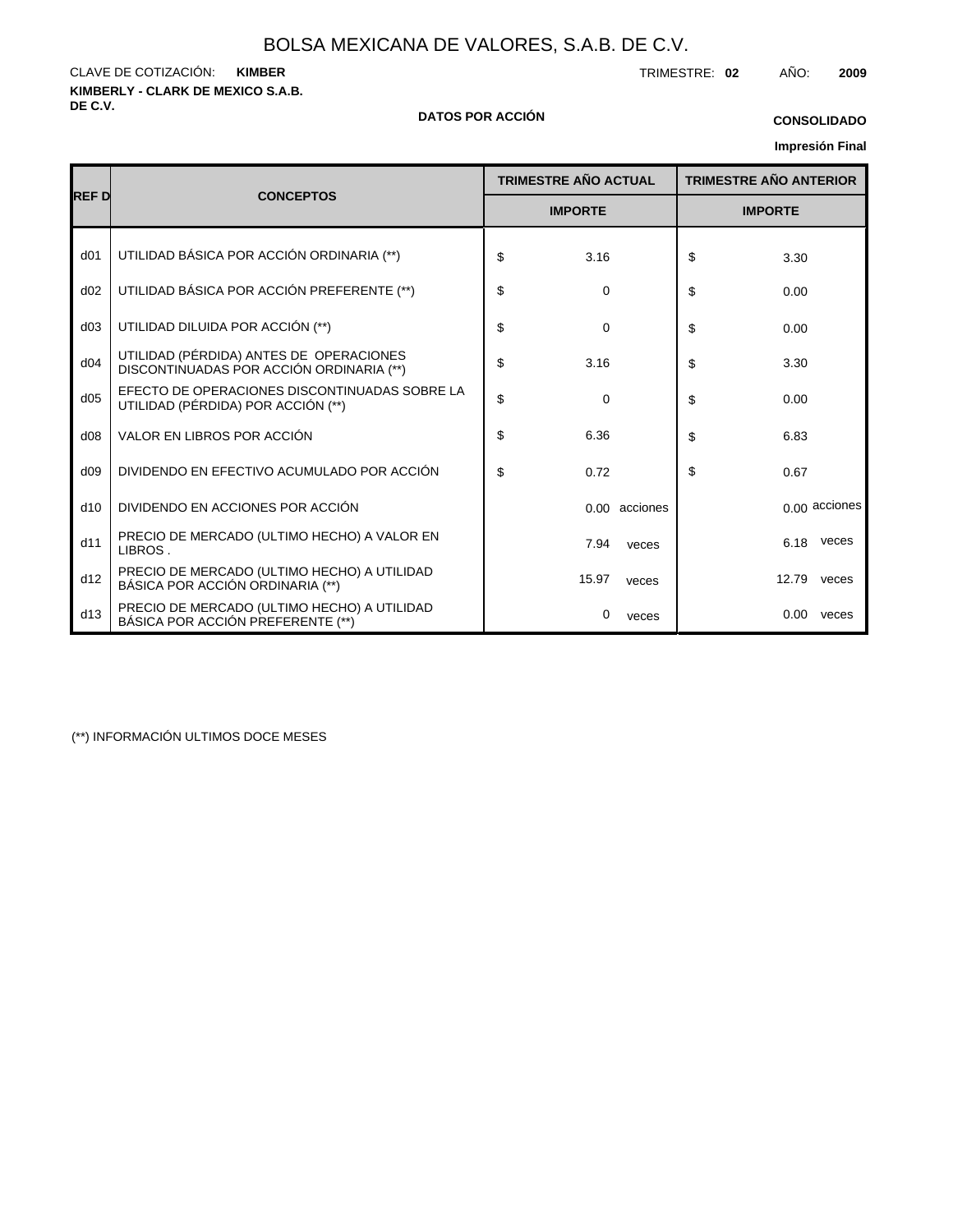# BOLSA MEXICANA DE VALORES, S.A.B. DE C.V.

CLAVE DE COTIZACIÓN: **KIMBER**

TRIMESTRE: **02** AÑO: **2009**

**KIMBERLY - CLARK DE MEXICO S.A.B. DE C.V.**

**DATOS POR ACCIÓN**

**CONSOLIDADO**

**Impresión Final**

| REF D | CONCEPTOS | TRIMESTRE AÑO ACTUAL | TRIMESTRE AÑO ANTERIOR |
|---|---|---|---|
| | | IMPORTE | IMPORTE |
| d01 | UTILIDAD BÁSICA POR ACCIÓN ORDINARIA (**) | $ 3.16 | $ 3.30 |
| d02 | UTILIDAD BÁSICA POR ACCIÓN PREFERENTE (**) | $ 0 | $ 0.00 |
| d03 | UTILIDAD DILUIDA POR ACCIÓN (**) | $ 0 | $ 0.00 |
| d04 | UTILIDAD (PÉRDIDA) ANTES DE OPERACIONES DISCONTINUADAS POR ACCIÓN ORDINARIA (**) | $ 3.16 | $ 3.30 |
| d05 | EFECTO DE OPERACIONES DISCONTINUADAS SOBRE LA UTILIDAD (PÉRDIDA) POR ACCIÓN (**) | $ 0 | $ 0.00 |
| d08 | VALOR EN LIBROS POR ACCIÓN | $ 6.36 | $ 6.83 |
| d09 | DIVIDENDO EN EFECTIVO ACUMULADO POR ACCIÓN | $ 0.72 | $ 0.67 |
| d10 | DIVIDENDO EN ACCIONES POR ACCIÓN | 0.00 acciones | 0.00 acciones |
| d11 | PRECIO DE MERCADO (ULTIMO HECHO) A VALOR EN LIBROS . | 7.94 veces | 6.18 veces |
| d12 | PRECIO DE MERCADO (ULTIMO HECHO) A UTILIDAD BÁSICA POR ACCIÓN ORDINARIA (**) | 15.97 veces | 12.79 veces |
| d13 | PRECIO DE MERCADO (ULTIMO HECHO) A UTILIDAD BÁSICA POR ACCIÓN PREFERENTE (**) | 0 veces | 0.00 veces |

(**) INFORMACIÓN ULTIMOS DOCE MESES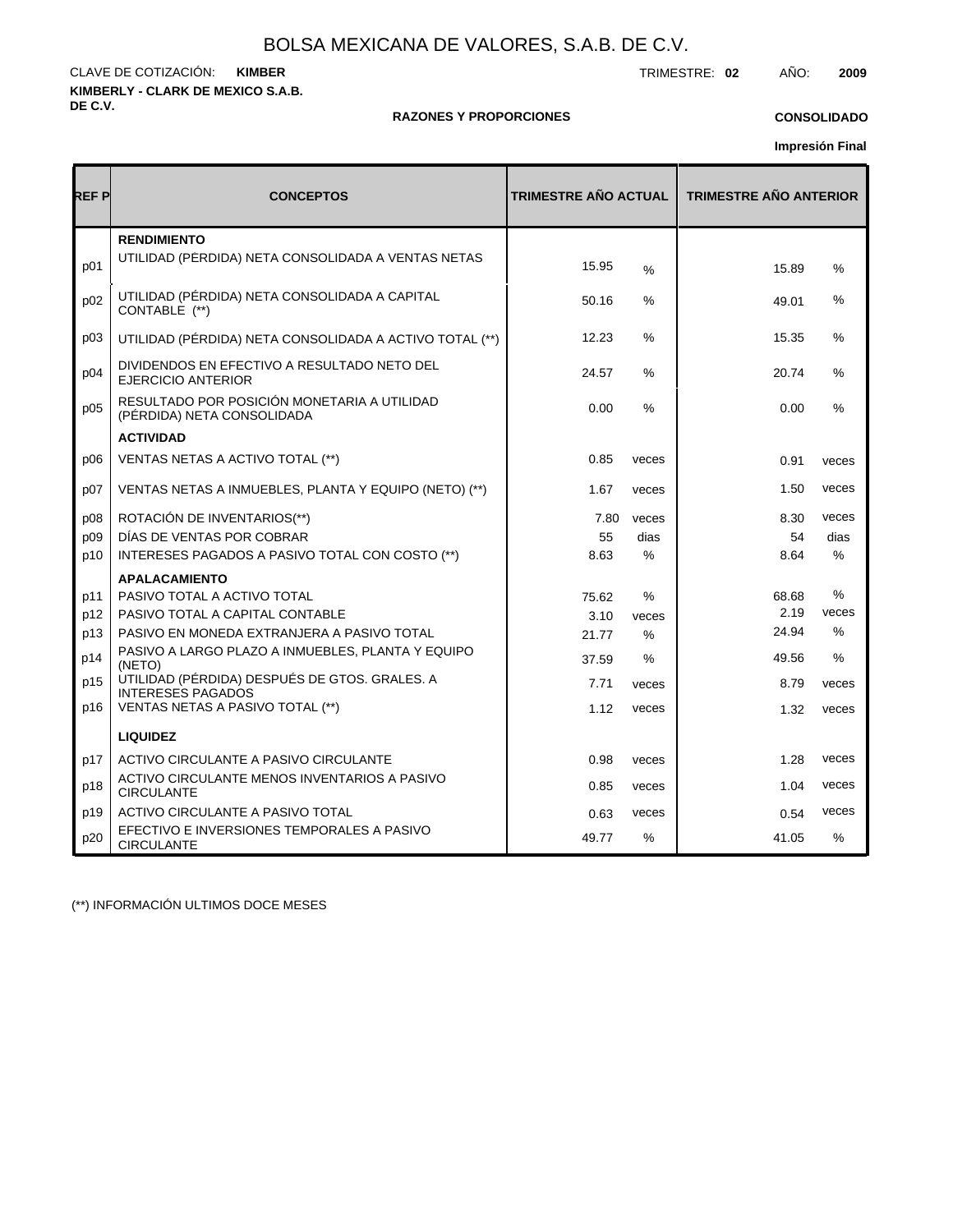# BOLSA MEXICANA DE VALORES, S.A.B. DE C.V.

CLAVE DE COTIZACIÓN: **KIMBER**

TRIMESTRE: **02** AÑO: **2009**

**KIMBERLY - CLARK DE MEXICO S.A.B. DE C.V.**

**RAZONES Y PROPORCIONES**

**CONSOLIDADO**

**Impresión Final**

| REF P | CONCEPTOS | TRIMESTRE AÑO ACTUAL | | TRIMESTRE AÑO ANTERIOR | |
|---|---|---|---|---|---|
| | **RENDIMIENTO** | | | | |
| p01 | UTILIDAD (PÉRDIDA) NETA CONSOLIDADA A VENTAS NETAS | 15.95 | % | 15.89 | % |
| p02 | UTILIDAD (PÉRDIDA) NETA CONSOLIDADA A CAPITAL CONTABLE (**) | 50.16 | % | 49.01 | % |
| p03 | UTILIDAD (PÉRDIDA) NETA CONSOLIDADA A ACTIVO TOTAL (**) | 12.23 | % | 15.35 | % |
| p04 | DIVIDENDOS EN EFECTIVO A RESULTADO NETO DEL EJERCICIO ANTERIOR | 24.57 | % | 20.74 | % |
| p05 | RESULTADO POR POSICIÓN MONETARIA A UTILIDAD (PÉRDIDA) NETA CONSOLIDADA | 0.00 | % | 0.00 | % |
| | **ACTIVIDAD** | | | | |
| p06 | VENTAS NETAS A ACTIVO TOTAL (**) | 0.85 | veces | 0.91 | veces |
| p07 | VENTAS NETAS A INMUEBLES, PLANTA Y EQUIPO (NETO) (**) | 1.67 | veces | 1.50 | veces |
| p08 | ROTACIÓN DE INVENTARIOS(**) | 7.80 | veces | 8.30 | veces |
| p09 | DÍAS DE VENTAS POR COBRAR | 55 | dias | 54 | dias |
| p10 | INTERESES PAGADOS A PASIVO TOTAL CON COSTO (**) | 8.63 | % | 8.64 | % |
| | **APALACAMIENTO** | | | | |
| p11 | PASIVO TOTAL A ACTIVO TOTAL | 75.62 | % | 68.68 | % |
| p12 | PASIVO TOTAL A CAPITAL CONTABLE | 3.10 | veces | 2.19 | veces |
| p13 | PASIVO EN MONEDA EXTRANJERA A PASIVO TOTAL | 21.77 | % | 24.94 | % |
| p14 | PASIVO A LARGO PLAZO A INMUEBLES, PLANTA Y EQUIPO (NETO) | 37.59 | % | 49.56 | % |
| p15 | UTILIDAD (PÉRDIDA) DESPUÉS DE GTOS. GRALES. A INTERESES PAGADOS | 7.71 | veces | 8.79 | veces |
| p16 | VENTAS NETAS A PASIVO TOTAL (**) | 1.12 | veces | 1.32 | veces |
| | **LIQUIDEZ** | | | | |
| p17 | ACTIVO CIRCULANTE A PASIVO CIRCULANTE | 0.98 | veces | 1.28 | veces |
| p18 | ACTIVO CIRCULANTE MENOS INVENTARIOS A PASIVO CIRCULANTE | 0.85 | veces | 1.04 | veces |
| p19 | ACTIVO CIRCULANTE A PASIVO TOTAL | 0.63 | veces | 0.54 | veces |
| p20 | EFECTIVO E INVERSIONES TEMPORALES A PASIVO CIRCULANTE | 49.77 | % | 41.05 | % |

(**) INFORMACIÓN ULTIMOS DOCE MESES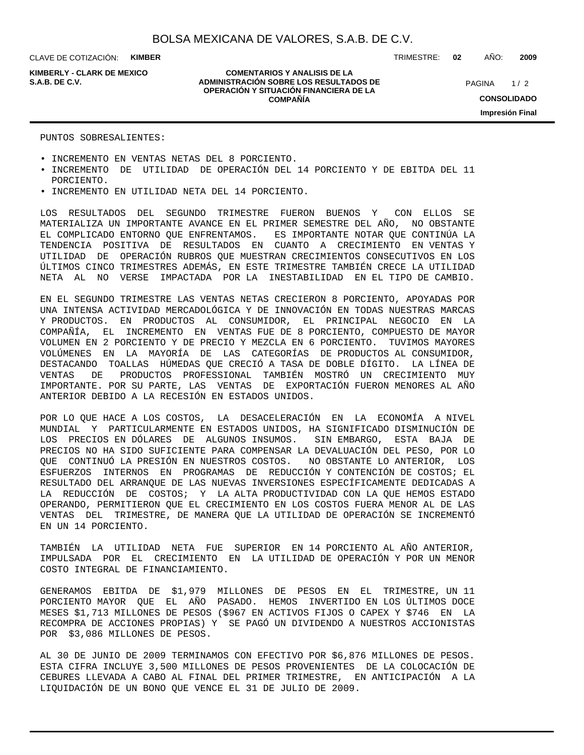PUNTOS SOBRESALIENTES:

- INCREMENTO EN VENTAS NETAS DEL 8 PORCIENTO.
- INCREMENTO DE UTILIDAD DE OPERACIÓN DEL 14 PORCIENTO Y DE EBITDA DEL 11 PORCIENTO.
- INCREMENTO EN UTILIDAD NETA DEL 14 PORCIENTO.

LOS RESULTADOS DEL SEGUNDO TRIMESTRE FUERON BUENOS Y CON ELLOS SE MATERIALIZA UN IMPORTANTE AVANCE EN EL PRIMER SEMESTRE DEL AÑO, NO OBSTANTE EL COMPLICADO ENTORNO QUE ENFRENTAMOS. ES IMPORTANTE NOTAR QUE CONTINÚA LA TENDENCIA POSITIVA DE RESULTADOS EN CUANTO A CRECIMIENTO EN VENTAS Y UTILIDAD DE OPERACIÓN RUBROS QUE MUESTRAN CRECIMIENTOS CONSECUTIVOS EN LOS ÚLTIMOS CINCO TRIMESTRES ADEMÁS, EN ESTE TRIMESTRE TAMBIÉN CRECE LA UTILIDAD NETA AL NO VERSE IMPACTADA POR LA INESTABILIDAD EN EL TIPO DE CAMBIO.

EN EL SEGUNDO TRIMESTRE LAS VENTAS NETAS CRECIERON 8 PORCIENTO, APOYADAS POR UNA INTENSA ACTIVIDAD MERCADOLÓGICA Y DE INNOVACIÓN EN TODAS NUESTRAS MARCAS Y PRODUCTOS. EN PRODUCTOS AL CONSUMIDOR, EL PRINCIPAL NEGOCIO EN LA COMPAÑÍA, EL INCREMENTO EN VENTAS FUE DE 8 PORCIENTO, COMPUESTO DE MAYOR VOLUMEN EN 2 PORCIENTO Y DE PRECIO Y MEZCLA EN 6 PORCIENTO. TUVIMOS MAYORES VOLÚMENES EN LA MAYORÍA DE LAS CATEGORÍAS DE PRODUCTOS AL CONSUMIDOR, DESTACANDO TOALLAS HÚMEDAS QUE CRECIÓ A TASA DE DOBLE DÍGITO. LA LÍNEA DE VENTAS DE PRODUCTOS PROFESSIONAL TAMBIÉN MOSTRÓ UN CRECIMIENTO MUY IMPORTANTE. POR SU PARTE, LAS VENTAS DE EXPORTACIÓN FUERON MENORES AL AÑO ANTERIOR DEBIDO A LA RECESIÓN EN ESTADOS UNIDOS.

POR LO QUE HACE A LOS COSTOS, LA DESACELERACIÓN EN LA ECONOMÍA A NIVEL MUNDIAL Y PARTICULARMENTE EN ESTADOS UNIDOS, HA SIGNIFICADO DISMINUCIÓN DE LOS PRECIOS EN DÓLARES DE ALGUNOS INSUMOS. SIN EMBARGO, ESTA BAJA DE PRECIOS NO HA SIDO SUFICIENTE PARA COMPENSAR LA DEVALUACIÓN DEL PESO, POR LO QUE CONTINUÓ LA PRESIÓN EN NUESTROS COSTOS. NO OBSTANTE LO ANTERIOR, LOS ESFUERZOS INTERNOS EN PROGRAMAS DE REDUCCIÓN Y CONTENCIÓN DE COSTOS; EL RESULTADO DEL ARRANQUE DE LAS NUEVAS INVERSIONES ESPECÍFICAMENTE DEDICADAS A LA REDUCCIÓN DE COSTOS; Y LA ALTA PRODUCTIVIDAD CON LA QUE HEMOS ESTADO OPERANDO, PERMITIERON QUE EL CRECIMIENTO EN LOS COSTOS FUERA MENOR AL DE LAS VENTAS DEL TRIMESTRE, DE MANERA QUE LA UTILIDAD DE OPERACIÓN SE INCREMENTÓ EN UN 14 PORCIENTO.

TAMBIÉN LA UTILIDAD NETA FUE SUPERIOR EN 14 PORCIENTO AL AÑO ANTERIOR, IMPULSADA POR EL CRECIMIENTO EN LA UTILIDAD DE OPERACIÓN Y POR UN MENOR COSTO INTEGRAL DE FINANCIAMIENTO.

GENERAMOS EBITDA DE $1,979 MILLONES DE PESOS EN EL TRIMESTRE, UN 11 PORCIENTO MAYOR QUE EL AÑO PASADO. HEMOS INVERTIDO EN LOS ÚLTIMOS DOCE MESES $1,713 MILLONES DE PESOS ($967 EN ACTIVOS FIJOS O CAPEX Y $746 EN LA RECOMPRA DE ACCIONES PROPIAS) Y SE PAGÓ UN DIVIDENDO A NUESTROS ACCIONISTAS POR $3,086 MILLONES DE PESOS.

AL 30 DE JUNIO DE 2009 TERMINAMOS CON EFECTIVO POR $6,876 MILLONES DE PESOS. ESTA CIFRA INCLUYE 3,500 MILLONES DE PESOS PROVENIENTES DE LA COLOCACIÓN DE CEBURES LLEVADA A CABO AL FINAL DEL PRIMER TRIMESTRE, EN ANTICIPACIÓN A LA LIQUIDACIÓN DE UN BONO QUE VENCE EL 31 DE JULIO DE 2009.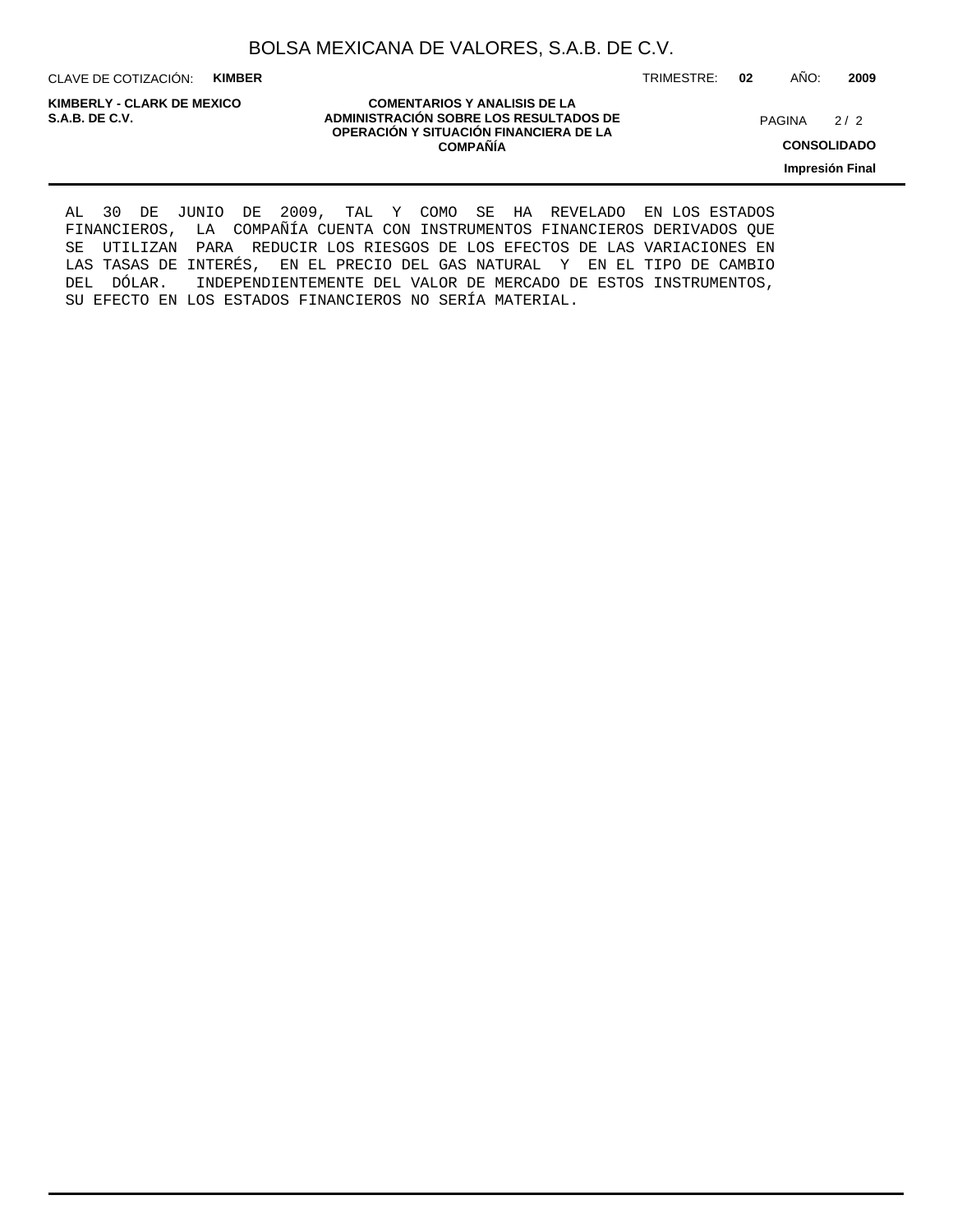AL 30 DE JUNIO DE 2009, TAL Y COMO SE HA REVELADO EN LOS ESTADOS FINANCIEROS, LA COMPAÑÍA CUENTA CON INSTRUMENTOS FINANCIEROS DERIVADOS QUE SE UTILIZAN PARA REDUCIR LOS RIESGOS DE LOS EFECTOS DE LAS VARIACIONES EN LAS TASAS DE INTERÉS, EN EL PRECIO DEL GAS NATURAL Y EN EL TIPO DE CAMBIO DEL DÓLAR. INDEPENDIENTEMENTE DEL VALOR DE MERCADO DE ESTOS INSTRUMENTOS, SU EFECTO EN LOS ESTADOS FINANCIEROS NO SERÍA MATERIAL.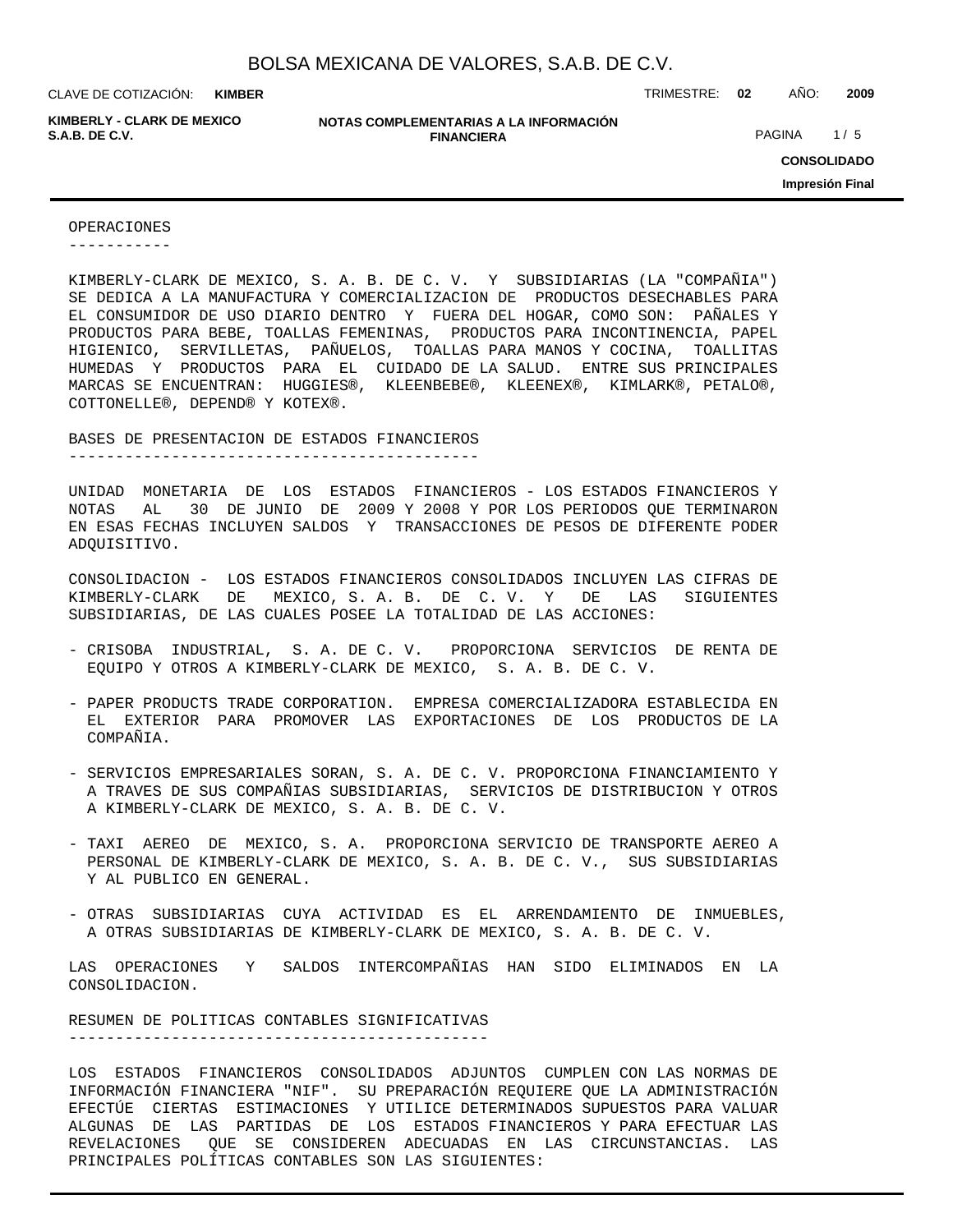## OPERACIONES

KIMBERLY-CLARK DE MEXICO, S. A. B. DE C. V. Y SUBSIDIARIAS (LA "COMPAÑIA") SE DEDICA A LA MANUFACTURA Y COMERCIALIZACION DE PRODUCTOS DESECHABLES PARA EL CONSUMIDOR DE USO DIARIO DENTRO Y FUERA DEL HOGAR, COMO SON: PAÑALES Y PRODUCTOS PARA BEBE, TOALLAS FEMENINAS, PRODUCTOS PARA INCONTINENCIA, PAPEL HIGIENICO, SERVILLETAS, PAÑUELOS, TOALLAS PARA MANOS Y COCINA, TOALLITAS HUMEDAS Y PRODUCTOS PARA EL CUIDADO DE LA SALUD. ENTRE SUS PRINCIPALES MARCAS SE ENCUENTRAN: HUGGIES®, KLEENBEBE®, KLEENEX®, KIMLARK®, PETALO®, COTTONELLE®, DEPEND® Y KOTEX®.

## BASES DE PRESENTACION DE ESTADOS FINANCIEROS

UNIDAD MONETARIA DE LOS ESTADOS FINANCIEROS - LOS ESTADOS FINANCIEROS Y NOTAS AL 30 DE JUNIO DE 2009 Y 2008 Y POR LOS PERIODOS QUE TERMINARON EN ESAS FECHAS INCLUYEN SALDOS Y TRANSACCIONES DE PESOS DE DIFERENTE PODER ADQUISITIVO.

CONSOLIDACION - LOS ESTADOS FINANCIEROS CONSOLIDADOS INCLUYEN LAS CIFRAS DE KIMBERLY-CLARK DE MEXICO, S. A. B. DE C. V. Y DE LAS SIGUIENTES SUBSIDIARIAS, DE LAS CUALES POSEE LA TOTALIDAD DE LAS ACCIONES:

- CRISOBA INDUSTRIAL, S. A. DE C. V. PROPORCIONA SERVICIOS DE RENTA DE EQUIPO Y OTROS A KIMBERLY-CLARK DE MEXICO, S. A. B. DE C. V.
- PAPER PRODUCTS TRADE CORPORATION. EMPRESA COMERCIALIZADORA ESTABLECIDA EN EL EXTERIOR PARA PROMOVER LAS EXPORTACIONES DE LOS PRODUCTOS DE LA COMPAÑIA.
- SERVICIOS EMPRESARIALES SORAN, S. A. DE C. V. PROPORCIONA FINANCIAMIENTO Y A TRAVES DE SUS COMPAÑIAS SUBSIDIARIAS, SERVICIOS DE DISTRIBUCION Y OTROS A KIMBERLY-CLARK DE MEXICO, S. A. B. DE C. V.
- TAXI AEREO DE MEXICO, S. A. PROPORCIONA SERVICIO DE TRANSPORTE AEREO A PERSONAL DE KIMBERLY-CLARK DE MEXICO, S. A. B. DE C. V., SUS SUBSIDIARIAS Y AL PUBLICO EN GENERAL.
- OTRAS SUBSIDIARIAS CUYA ACTIVIDAD ES EL ARRENDAMIENTO DE INMUEBLES, A OTRAS SUBSIDIARIAS DE KIMBERLY-CLARK DE MEXICO, S. A. B. DE C. V.

LAS OPERACIONES Y SALDOS INTERCOMPAÑIAS HAN SIDO ELIMINADOS EN LA CONSOLIDACION.

## RESUMEN DE POLITICAS CONTABLES SIGNIFICATIVAS

LOS ESTADOS FINANCIEROS CONSOLIDADOS ADJUNTOS CUMPLEN CON LAS NORMAS DE INFORMACIÓN FINANCIERA "NIF". SU PREPARACIÓN REQUIERE QUE LA ADMINISTRACIÓN EFECTÚE CIERTAS ESTIMACIONES Y UTILICE DETERMINADOS SUPUESTOS PARA VALUAR ALGUNAS DE LAS PARTIDAS DE LOS ESTADOS FINANCIEROS Y PARA EFECTUAR LAS REVELACIONES QUE SE CONSIDEREN ADECUADAS EN LAS CIRCUNSTANCIAS. LAS PRINCIPALES POLÍTICAS CONTABLES SON LAS SIGUIENTES: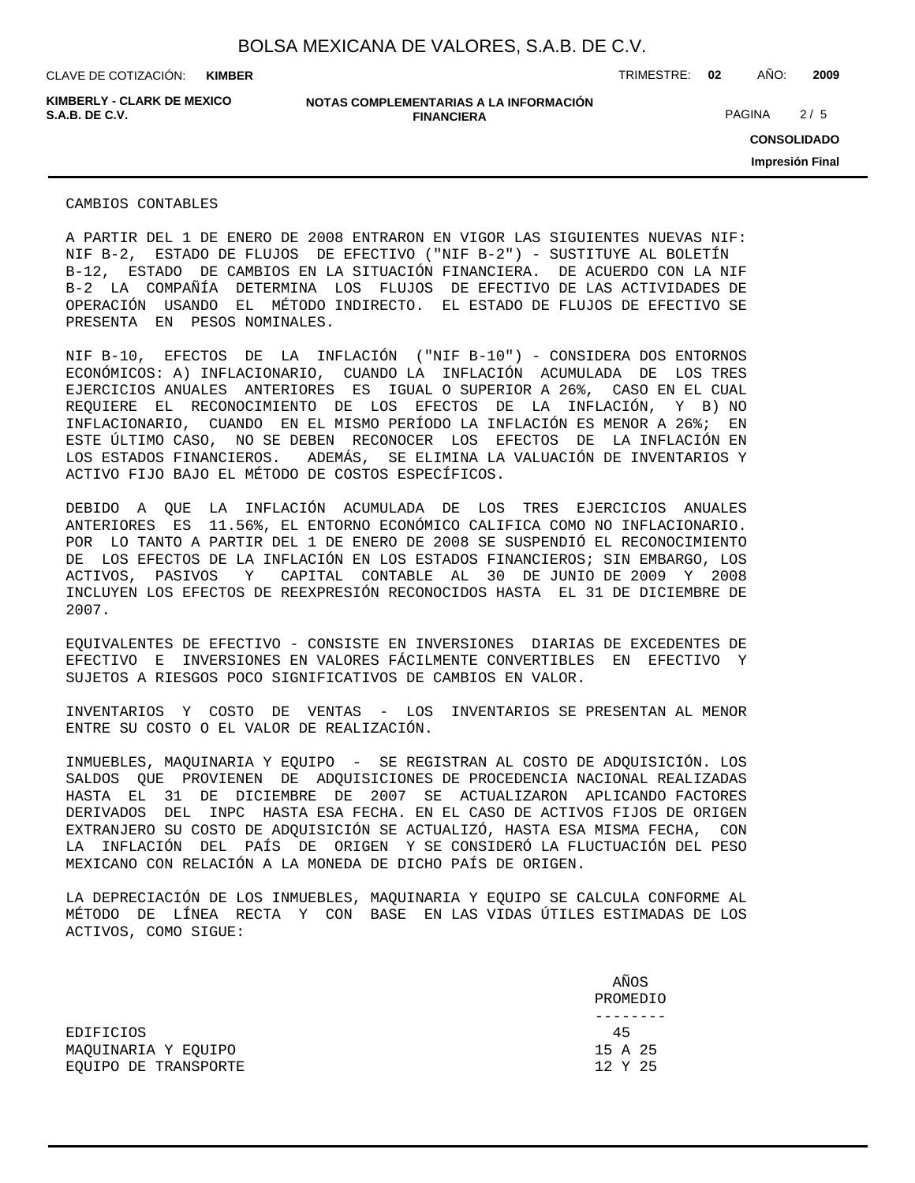## CAMBIOS CONTABLES

A PARTIR DEL 1 DE ENERO DE 2008 ENTRARON EN VIGOR LAS SIGUIENTES NUEVAS NIF: NIF B-2, ESTADO DE FLUJOS DE EFECTIVO ("NIF B-2") - SUSTITUYE AL BOLETÍN B-12, ESTADO DE CAMBIOS EN LA SITUACIÓN FINANCIERA. DE ACUERDO CON LA NIF B-2 LA COMPAÑÍA DETERMINA LOS FLUJOS DE EFECTIVO DE LAS ACTIVIDADES DE OPERACIÓN USANDO EL MÉTODO INDIRECTO. EL ESTADO DE FLUJOS DE EFECTIVO SE PRESENTA EN PESOS NOMINALES.

NIF B-10, EFECTOS DE LA INFLACIÓN ("NIF B-10") - CONSIDERA DOS ENTORNOS ECONÓMICOS: A) INFLACIONARIO, CUANDO LA INFLACIÓN ACUMULADA DE LOS TRES EJERCICIOS ANUALES ANTERIORES ES IGUAL O SUPERIOR A 26%, CASO EN EL CUAL REQUIERE EL RECONOCIMIENTO DE LOS EFECTOS DE LA INFLACIÓN, Y B) NO INFLACIONARIO, CUANDO EN EL MISMO PERÍODO LA INFLACIÓN ES MENOR A 26%; EN ESTE ÚLTIMO CASO, NO SE DEBEN RECONOCER LOS EFECTOS DE LA INFLACIÓN EN LOS ESTADOS FINANCIEROS. ADEMÁS, SE ELIMINA LA VALUACIÓN DE INVENTARIOS Y ACTIVO FIJO BAJO EL MÉTODO DE COSTOS ESPECÍFICOS.

DEBIDO A QUE LA INFLACIÓN ACUMULADA DE LOS TRES EJERCICIOS ANUALES ANTERIORES ES 11.56%, EL ENTORNO ECONÓMICO CALIFICA COMO NO INFLACIONARIO. POR LO TANTO A PARTIR DEL 1 DE ENERO DE 2008 SE SUSPENDIÓ EL RECONOCIMIENTO DE LOS EFECTOS DE LA INFLACIÓN EN LOS ESTADOS FINANCIEROS; SIN EMBARGO, LOS ACTIVOS, PASIVOS Y CAPITAL CONTABLE AL 30 DE JUNIO DE 2009 Y 2008 INCLUYEN LOS EFECTOS DE REEXPRESIÓN RECONOCIDOS HASTA EL 31 DE DICIEMBRE DE 2007.

EQUIVALENTES DE EFECTIVO - CONSISTE EN INVERSIONES DIARIAS DE EXCEDENTES DE EFECTIVO E INVERSIONES EN VALORES FÁCILMENTE CONVERTIBLES EN EFECTIVO Y SUJETOS A RIESGOS POCO SIGNIFICATIVOS DE CAMBIOS EN VALOR.

INVENTARIOS Y COSTO DE VENTAS - LOS INVENTARIOS SE PRESENTAN AL MENOR ENTRE SU COSTO O EL VALOR DE REALIZACIÓN.

INMUEBLES, MAQUINARIA Y EQUIPO - SE REGISTRAN AL COSTO DE ADQUISICIÓN. LOS SALDOS QUE PROVIENEN DE ADQUISICIONES DE PROCEDENCIA NACIONAL REALIZADAS HASTA EL 31 DE DICIEMBRE DE 2007 SE ACTUALIZARON APLICANDO FACTORES DERIVADOS DEL INPC HASTA ESA FECHA. EN EL CASO DE ACTIVOS FIJOS DE ORIGEN EXTRANJERO SU COSTO DE ADQUISICIÓN SE ACTUALIZÓ, HASTA ESA MISMA FECHA, CON LA INFLACIÓN DEL PAÍS DE ORIGEN Y SE CONSIDERÓ LA FLUCTUACIÓN DEL PESO MEXICANO CON RELACIÓN A LA MONEDA DE DICHO PAÍS DE ORIGEN.

LA DEPRECIACIÓN DE LOS INMUEBLES, MAQUINARIA Y EQUIPO SE CALCULA CONFORME AL MÉTODO DE LÍNEA RECTA Y CON BASE EN LAS VIDAS ÚTILES ESTIMADAS DE LOS ACTIVOS, COMO SIGUE:

| | AÑOS PROMEDIO |
|---|---|
| EDIFICIOS | 45 |
| MAQUINARIA Y EQUIPO | 15 A 25 |
| EQUIPO DE TRANSPORTE | 12 Y 25 |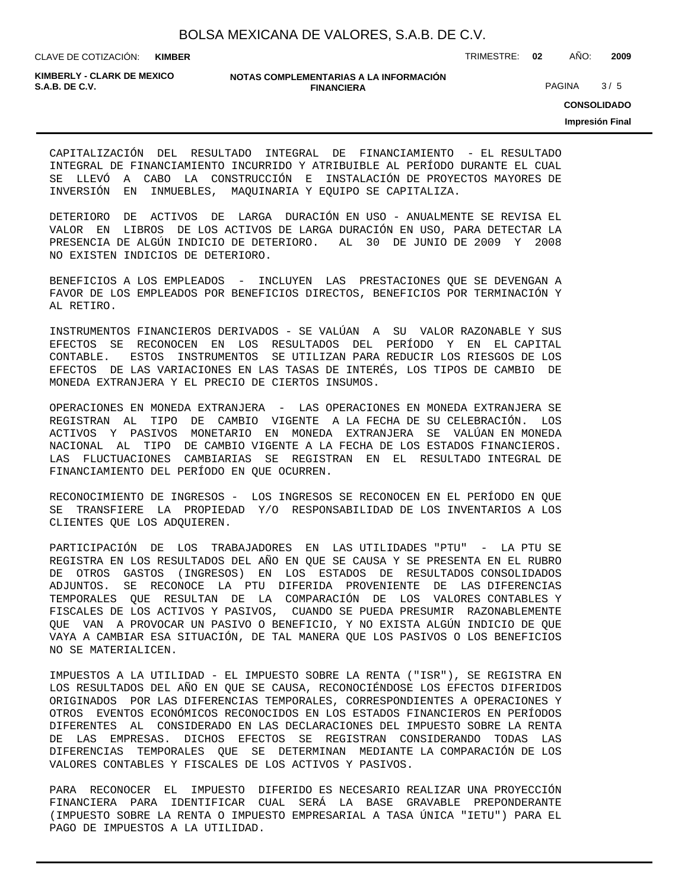CAPITALIZACIÓN DEL RESULTADO INTEGRAL DE FINANCIAMIENTO - EL RESULTADO INTEGRAL DE FINANCIAMIENTO INCURRIDO Y ATRIBUIBLE AL PERÍODO DURANTE EL CUAL SE LLEVÓ A CABO LA CONSTRUCCIÓN E INSTALACIÓN DE PROYECTOS MAYORES DE INVERSIÓN EN INMUEBLES, MAQUINARIA Y EQUIPO SE CAPITALIZA.

DETERIORO DE ACTIVOS DE LARGA DURACIÓN EN USO - ANUALMENTE SE REVISA EL VALOR EN LIBROS DE LOS ACTIVOS DE LARGA DURACIÓN EN USO, PARA DETECTAR LA PRESENCIA DE ALGÚN INDICIO DE DETERIORO. AL 30 DE JUNIO DE 2009 Y 2008 NO EXISTEN INDICIOS DE DETERIORO.

BENEFICIOS A LOS EMPLEADOS - INCLUYEN LAS PRESTACIONES QUE SE DEVENGAN A FAVOR DE LOS EMPLEADOS POR BENEFICIOS DIRECTOS, BENEFICIOS POR TERMINACIÓN Y AL RETIRO.

INSTRUMENTOS FINANCIEROS DERIVADOS - SE VALÚAN A SU VALOR RAZONABLE Y SUS EFECTOS SE RECONOCEN EN LOS RESULTADOS DEL PERÍODO Y EN EL CAPITAL CONTABLE. ESTOS INSTRUMENTOS SE UTILIZAN PARA REDUCIR LOS RIESGOS DE LOS EFECTOS DE LAS VARIACIONES EN LAS TASAS DE INTERÉS, LOS TIPOS DE CAMBIO DE MONEDA EXTRANJERA Y EL PRECIO DE CIERTOS INSUMOS.

OPERACIONES EN MONEDA EXTRANJERA - LAS OPERACIONES EN MONEDA EXTRANJERA SE REGISTRAN AL TIPO DE CAMBIO VIGENTE A LA FECHA DE SU CELEBRACIÓN. LOS ACTIVOS Y PASIVOS MONETARIO EN MONEDA EXTRANJERA SE VALÚAN EN MONEDA NACIONAL AL TIPO DE CAMBIO VIGENTE A LA FECHA DE LOS ESTADOS FINANCIEROS. LAS FLUCTUACIONES CAMBIARIAS SE REGISTRAN EN EL RESULTADO INTEGRAL DE FINANCIAMIENTO DEL PERÍODO EN QUE OCURREN.

RECONOCIMIENTO DE INGRESOS - LOS INGRESOS SE RECONOCEN EN EL PERÍODO EN QUE SE TRANSFIERE LA PROPIEDAD Y/O RESPONSABILIDAD DE LOS INVENTARIOS A LOS CLIENTES QUE LOS ADQUIEREN.

PARTICIPACIÓN DE LOS TRABAJADORES EN LAS UTILIDADES "PTU" - LA PTU SE REGISTRA EN LOS RESULTADOS DEL AÑO EN QUE SE CAUSA Y SE PRESENTA EN EL RUBRO DE OTROS GASTOS (INGRESOS) EN LOS ESTADOS DE RESULTADOS CONSOLIDADOS ADJUNTOS. SE RECONOCE LA PTU DIFERIDA PROVENIENTE DE LAS DIFERENCIAS TEMPORALES QUE RESULTAN DE LA COMPARACIÓN DE LOS VALORES CONTABLES Y FISCALES DE LOS ACTIVOS Y PASIVOS, CUANDO SE PUEDA PRESUMIR RAZONABLEMENTE QUE VAN A PROVOCAR UN PASIVO O BENEFICIO, Y NO EXISTA ALGÚN INDICIO DE QUE VAYA A CAMBIAR ESA SITUACIÓN, DE TAL MANERA QUE LOS PASIVOS O LOS BENEFICIOS NO SE MATERIALICEN.

IMPUESTOS A LA UTILIDAD - EL IMPUESTO SOBRE LA RENTA ("ISR"), SE REGISTRA EN LOS RESULTADOS DEL AÑO EN QUE SE CAUSA, RECONOCIÉNDOSE LOS EFECTOS DIFERIDOS ORIGINADOS POR LAS DIFERENCIAS TEMPORALES, CORRESPONDIENTES A OPERACIONES Y OTROS EVENTOS ECONÓMICOS RECONOCIDOS EN LOS ESTADOS FINANCIEROS EN PERÍODOS DIFERENTES AL CONSIDERADO EN LAS DECLARACIONES DEL IMPUESTO SOBRE LA RENTA DE LAS EMPRESAS. DICHOS EFECTOS SE REGISTRAN CONSIDERANDO TODAS LAS DIFERENCIAS TEMPORALES QUE SE DETERMINAN MEDIANTE LA COMPARACIÓN DE LOS VALORES CONTABLES Y FISCALES DE LOS ACTIVOS Y PASIVOS.

PARA RECONOCER EL IMPUESTO DIFERIDO ES NECESARIO REALIZAR UNA PROYECCIÓN FINANCIERA PARA IDENTIFICAR CUAL SERÁ LA BASE GRAVABLE PREPONDERANTE (IMPUESTO SOBRE LA RENTA O IMPUESTO EMPRESARIAL A TASA ÚNICA "IETU") PARA EL PAGO DE IMPUESTOS A LA UTILIDAD.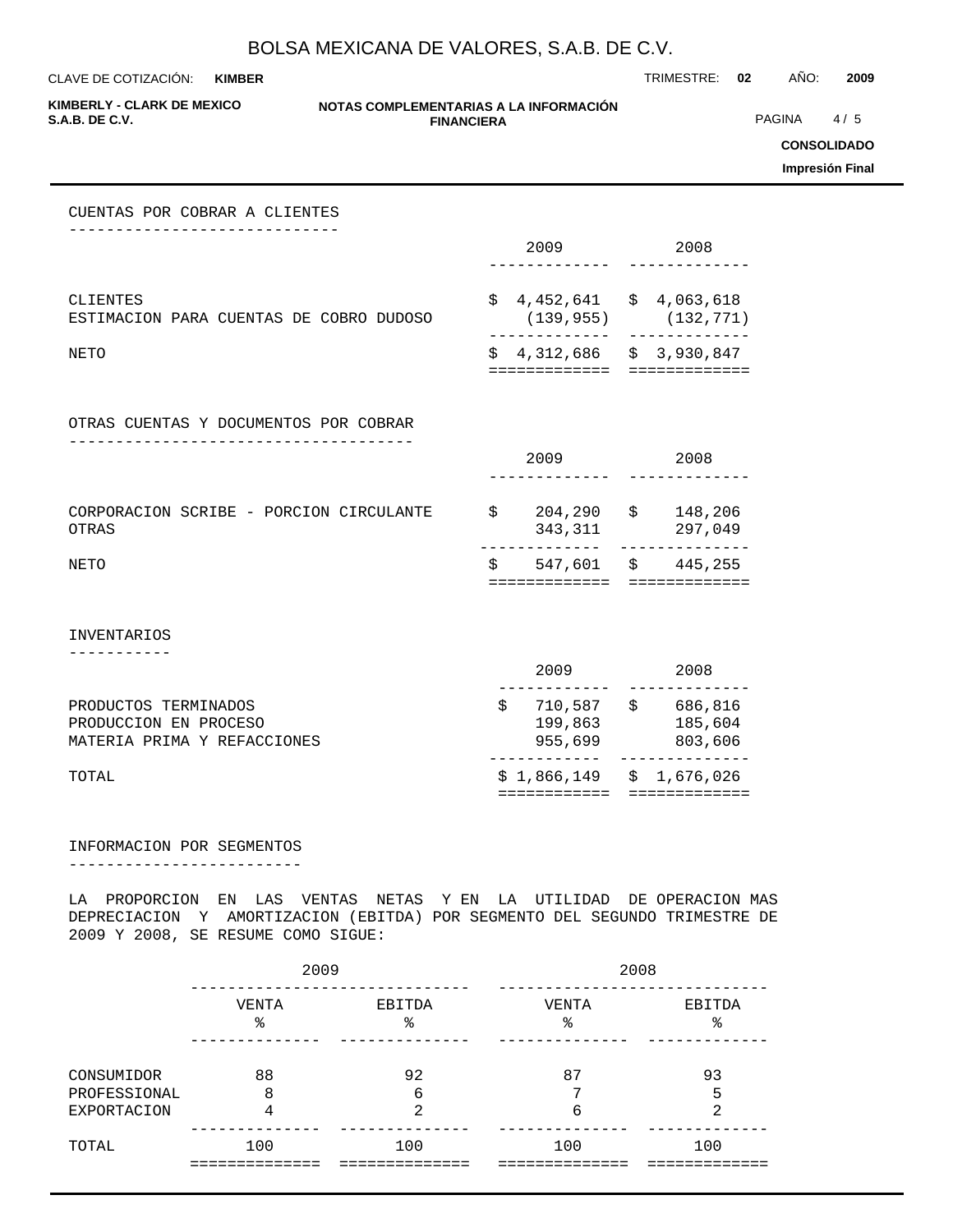## CUENTAS POR COBRAR A CLIENTES

| | 2009 | 2008 |
|---|---|---|
| CLIENTES | $ 4,452,641 | $ 4,063,618 |
| ESTIMACION PARA CUENTAS DE COBRO DUDOSO | (139,955) | (132,771) |
| NETO | $ 4,312,686 | $ 3,930,847 |

## OTRAS CUENTAS Y DOCUMENTOS POR COBRAR

| | 2009 | 2008 |
|---|---|---|
| CORPORACION SCRIBE - PORCION CIRCULANTE | $ 204,290 | $ 148,206 |
| OTRAS | 343,311 | 297,049 |
| NETO | $ 547,601 | $ 445,255 |

## INVENTARIOS

| | 2009 | 2008 |
|---|---|---|
| PRODUCTOS TERMINADOS | $ 710,587 | $ 686,816 |
| PRODUCCION EN PROCESO | 199,863 | 185,604 |
| MATERIA PRIMA Y REFACCIONES | 955,699 | 803,606 |
| TOTAL | $ 1,866,149 | $ 1,676,026 |

## INFORMACION POR SEGMENTOS

LA PROPORCION EN LAS VENTAS NETAS Y EN LA UTILIDAD DE OPERACION MAS DEPRECIACION Y AMORTIZACION (EBITDA) POR SEGMENTO DEL SEGUNDO TRIMESTRE DE 2009 Y 2008, SE RESUME COMO SIGUE:

| | 2009 | | 2008 | |
|---|---|---|---|---|
| | VENTA % | EBITDA % | VENTA % | EBITDA % |
| CONSUMIDOR | 88 | 92 | 87 | 93 |
| PROFESSIONAL | 8 | 6 | 7 | 5 |
| EXPORTACION | 4 | 2 | 6 | 2 |
| TOTAL | 100 | 100 | 100 | 100 |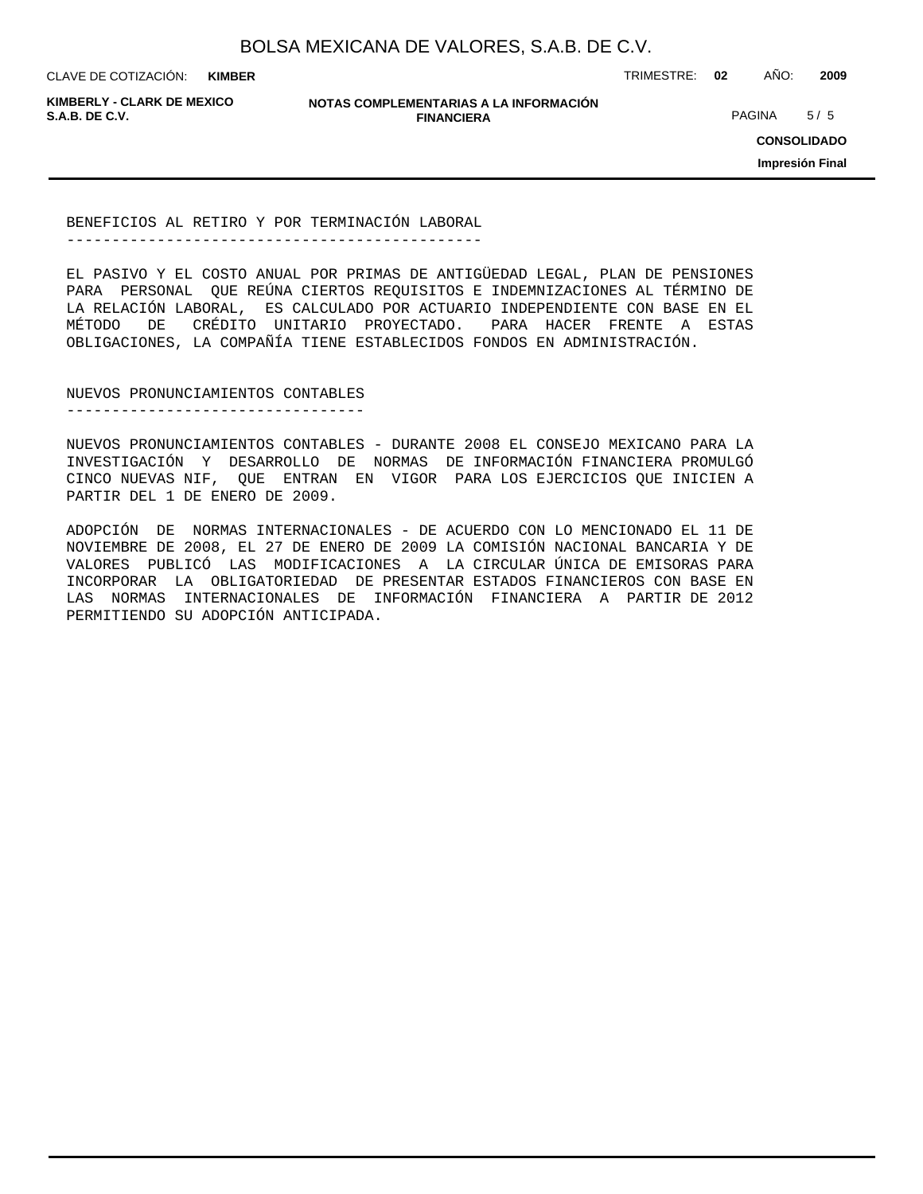## BENEFICIOS AL RETIRO Y POR TERMINACIÓN LABORAL

EL PASIVO Y EL COSTO ANUAL POR PRIMAS DE ANTIGÜEDAD LEGAL, PLAN DE PENSIONES PARA PERSONAL QUE REÚNA CIERTOS REQUISITOS E INDEMNIZACIONES AL TÉRMINO DE LA RELACIÓN LABORAL, ES CALCULADO POR ACTUARIO INDEPENDIENTE CON BASE EN EL MÉTODO DE CRÉDITO UNITARIO PROYECTADO. PARA HACER FRENTE A ESTAS OBLIGACIONES, LA COMPAÑÍA TIENE ESTABLECIDOS FONDOS EN ADMINISTRACIÓN.

## NUEVOS PRONUNCIAMIENTOS CONTABLES

NUEVOS PRONUNCIAMIENTOS CONTABLES - DURANTE 2008 EL CONSEJO MEXICANO PARA LA INVESTIGACIÓN Y DESARROLLO DE NORMAS DE INFORMACIÓN FINANCIERA PROMULGÓ CINCO NUEVAS NIF, QUE ENTRAN EN VIGOR PARA LOS EJERCICIOS QUE INICIEN A PARTIR DEL 1 DE ENERO DE 2009.

ADOPCIÓN DE NORMAS INTERNACIONALES - DE ACUERDO CON LO MENCIONADO EL 11 DE NOVIEMBRE DE 2008, EL 27 DE ENERO DE 2009 LA COMISIÓN NACIONAL BANCARIA Y DE VALORES PUBLICÓ LAS MODIFICACIONES A LA CIRCULAR ÚNICA DE EMISORAS PARA INCORPORAR LA OBLIGATORIEDAD DE PRESENTAR ESTADOS FINANCIEROS CON BASE EN LAS NORMAS INTERNACIONALES DE INFORMACIÓN FINANCIERA A PARTIR DE 2012 PERMITIENDO SU ADOPCIÓN ANTICIPADA.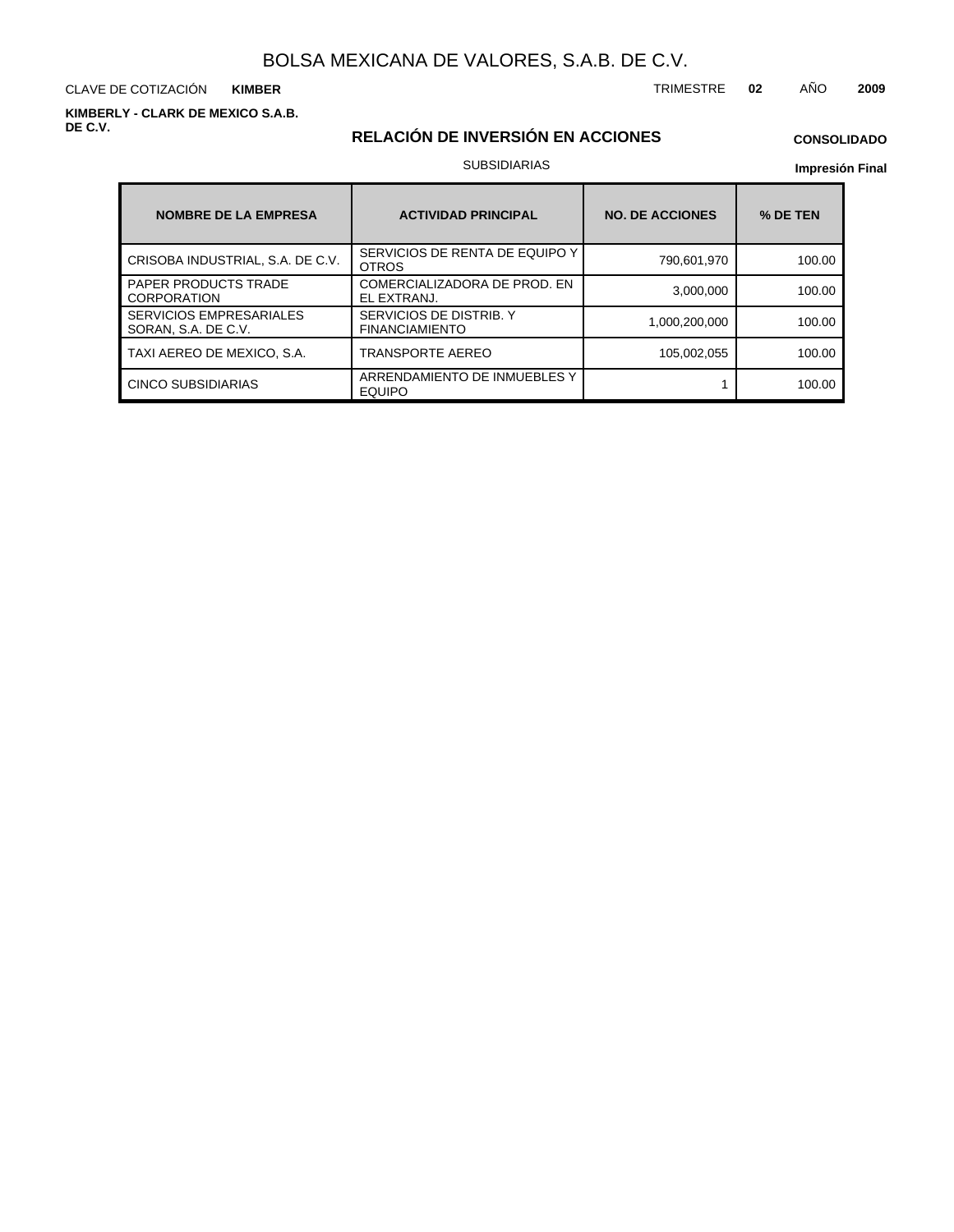# BOLSA MEXICANA DE VALORES, S.A.B. DE C.V.

CLAVE DE COTIZACIÓN **KIMBER**

TRIMESTRE **02** AÑO **2009**

**KIMBERLY - CLARK DE MEXICO S.A.B. DE C.V.**

## RELACIÓN DE INVERSIÓN EN ACCIONES

**CONSOLIDADO**

SUBSIDIARIAS

**Impresión Final**

| NOMBRE DE LA EMPRESA | ACTIVIDAD PRINCIPAL | NO. DE ACCIONES | % DE TEN |
|---|---|---|---|
| CRISOBA INDUSTRIAL, S.A. DE C.V. | SERVICIOS DE RENTA DE EQUIPO Y OTROS | 790,601,970 | 100.00 |
| PAPER PRODUCTS TRADE CORPORATION | COMERCIALIZADORA DE PROD. EN EL EXTRANJ. | 3,000,000 | 100.00 |
| SERVICIOS EMPRESARIALES SORAN, S.A. DE C.V. | SERVICIOS DE DISTRIB. Y FINANCIAMIENTO | 1,000,200,000 | 100.00 |
| TAXI AEREO DE MEXICO, S.A. | TRANSPORTE AEREO | 105,002,055 | 100.00 |
| CINCO SUBSIDIARIAS | ARRENDAMIENTO DE INMUEBLES Y EQUIPO | 1 | 100.00 |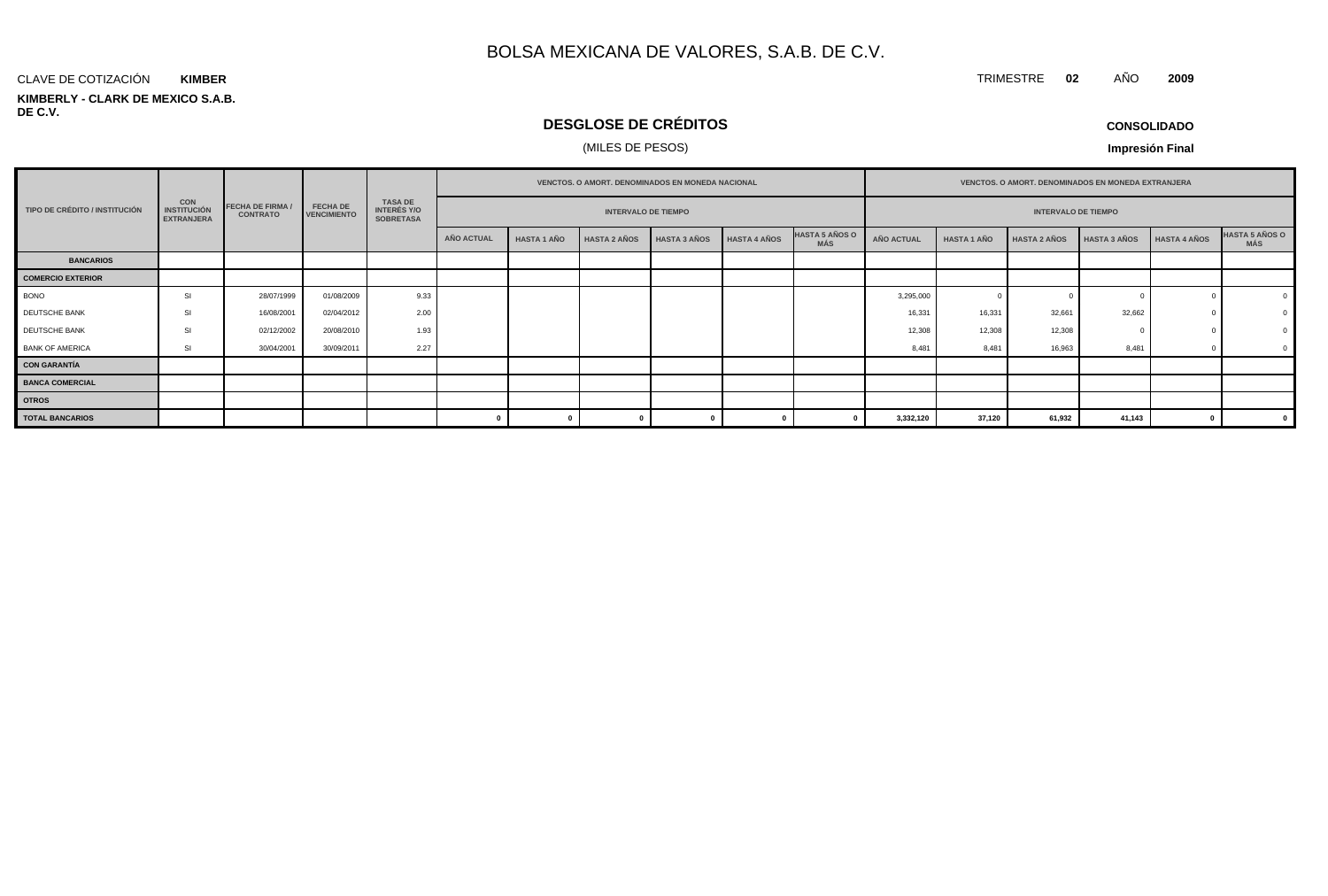# BOLSA MEXICANA DE VALORES, S.A.B. DE C.V.

CLAVE DE COTIZACIÓN **KIMBER**

TRIMESTRE **02** AÑO **2009**

**KIMBERLY - CLARK DE MEXICO S.A.B. DE C.V.**

## DESGLOSE DE CRÉDITOS

(MILES DE PESOS)

**CONSOLIDADO**

**Impresión Final**

| TIPO DE CRÉDITO / INSTITUCIÓN | CON INSTITUCIÓN EXTRANJERA | FECHA DE FIRMA / CONTRATO | FECHA DE VENCIMIENTO | TASA DE INTERÉS Y/O SOBRETASA | VENCTOS. O AMORT. DENOMINADOS EN MONEDA NACIONAL | | | | | | VENCTOS. O AMORT. DENOMINADOS EN MONEDA EXTRANJERA | | | | | |
|---|---|---|---|---|---|---|---|---|---|---|---|---|---|---|---|---|
| | | | | | INTERVALO DE TIEMPO | | | | | | INTERVALO DE TIEMPO | | | | | |
| | | | | | AÑO ACTUAL | HASTA 1 AÑO | HASTA 2 AÑOS | HASTA 3 AÑOS | HASTA 4 AÑOS | HASTA 5 AÑOS O MÁS | AÑO ACTUAL | HASTA 1 AÑO | HASTA 2 AÑOS | HASTA 3 AÑOS | HASTA 4 AÑOS | HASTA 5 AÑOS O MÁS |
| **BANCARIOS** | | | | | | | | | | | | | | | | |
| **COMERCIO EXTERIOR** | | | | | | | | | | | | | | | | |
| BONO | SI | 28/07/1999 | 01/08/2009 | 9.33 | | | | | | | 3,295,000 | 0 | 0 | 0 | 0 | 0 |
| DEUTSCHE BANK | SI | 16/08/2001 | 02/04/2012 | 2.00 | | | | | | | 16,331 | 16,331 | 32,661 | 32,662 | 0 | 0 |
| DEUTSCHE BANK | SI | 02/12/2002 | 20/08/2010 | 1.93 | | | | | | | 12,308 | 12,308 | 12,308 | 0 | 0 | 0 |
| BANK OF AMERICA | SI | 30/04/2001 | 30/09/2011 | 2.27 | | | | | | | 8,481 | 8,481 | 16,963 | 8,481 | 0 | 0 |
| **CON GARANTÍA** | | | | | | | | | | | | | | | | |
| **BANCA COMERCIAL** | | | | | | | | | | | | | | | | |
| **OTROS** | | | | | | | | | | | | | | | | |
| **TOTAL BANCARIOS** | | | | | **0** | **0** | **0** | **0** | **0** | **0** | **3,332,120** | **37,120** | **61,932** | **41,143** | **0** | **0** |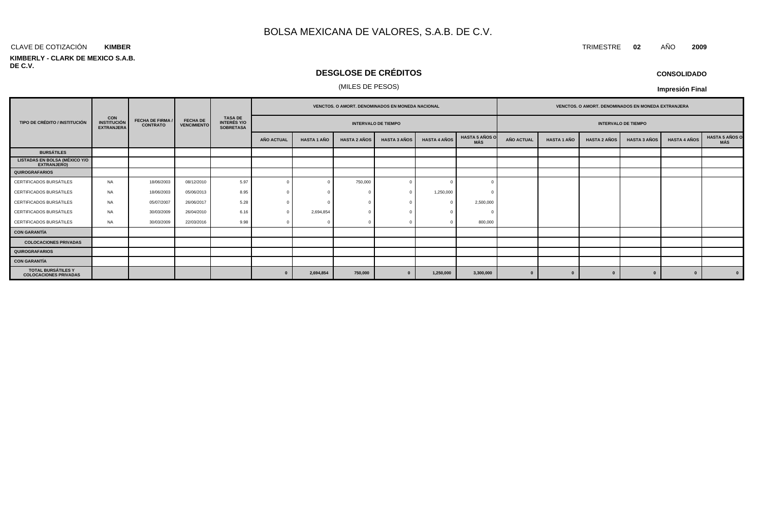# BOLSA MEXICANA DE VALORES, S.A.B. DE C.V.

CLAVE DE COTIZACIÓN **KIMBER**

TRIMESTRE **02** AÑO **2009**

**KIMBERLY - CLARK DE MEXICO S.A.B. DE C.V.**

## DESGLOSE DE CRÉDITOS

(MILES DE PESOS)

**CONSOLIDADO**

**Impresión Final**

| TIPO DE CRÉDITO / INSTITUCIÓN | CON INSTITUCIÓN EXTRANJERA | FECHA DE FIRMA / CONTRATO | FECHA DE VENCIMIENTO | TASA DE INTERÉS Y/O SOBRETASA | VENCTOS. O AMORT. DENOMINADOS EN MONEDA NACIONAL | | | | | | VENCTOS. O AMORT. DENOMINADOS EN MONEDA EXTRANJERA | | | | | |
|---|---|---|---|---|---|---|---|---|---|---|---|---|---|---|---|---|
| | | | | | INTERVALO DE TIEMPO | | | | | | INTERVALO DE TIEMPO | | | | | |
| | | | | | AÑO ACTUAL | HASTA 1 AÑO | HASTA 2 AÑOS | HASTA 3 AÑOS | HASTA 4 AÑOS | HASTA 5 AÑOS O MÁS | AÑO ACTUAL | HASTA 1 AÑO | HASTA 2 AÑOS | HASTA 3 AÑOS | HASTA 4 AÑOS | HASTA 5 AÑOS O MÁS |
| **BURSÁTILES** | | | | | | | | | | | | | | | | |
| **LISTADAS EN BOLSA (MÉXICO Y/O EXTRANJERO)** | | | | | | | | | | | | | | | | |
| **QUIROGRAFARIOS** | | | | | | | | | | | | | | | | |
| CERTIFICADOS BURSÁTILES | NA | 18/06/2003 | 08/12/2010 | 5.97 | 0 | 0 | 750,000 | 0 | 0 | 0 | | | | | | |
| CERTIFICADOS BURSÁTILES | NA | 18/06/2003 | 05/06/2013 | 8.95 | 0 | 0 | 0 | 0 | 1,250,000 | 0 | | | | | | |
| CERTIFICADOS BURSÁTILES | NA | 05/07/2007 | 26/06/2017 | 5.28 | 0 | 0 | 0 | 0 | 0 | 2,500,000 | | | | | | |
| CERTIFICADOS BURSÁTILES | NA | 30/03/2009 | 26/04/2010 | 6.16 | 0 | 2,694,854 | 0 | 0 | 0 | 0 | | | | | | |
| CERTIFICADOS BURSÁTILES | NA | 30/03/2009 | 22/03/2016 | 9.98 | 0 | 0 | 0 | 0 | 0 | 800,000 | | | | | | |
| **CON GARANTÍA** | | | | | | | | | | | | | | | | |
| **COLOCACIONES PRIVADAS** | | | | | | | | | | | | | | | | |
| **QUIROGRAFARIOS** | | | | | | | | | | | | | | | | |
| **CON GARANTÍA** | | | | | | | | | | | | | | | | |
| **TOTAL BURSÁTILES Y COLOCACIONES PRIVADAS** | | | | | **0** | **2,694,854** | **750,000** | **0** | **1,250,000** | **3,300,000** | **0** | **0** | **0** | **0** | **0** | **0** |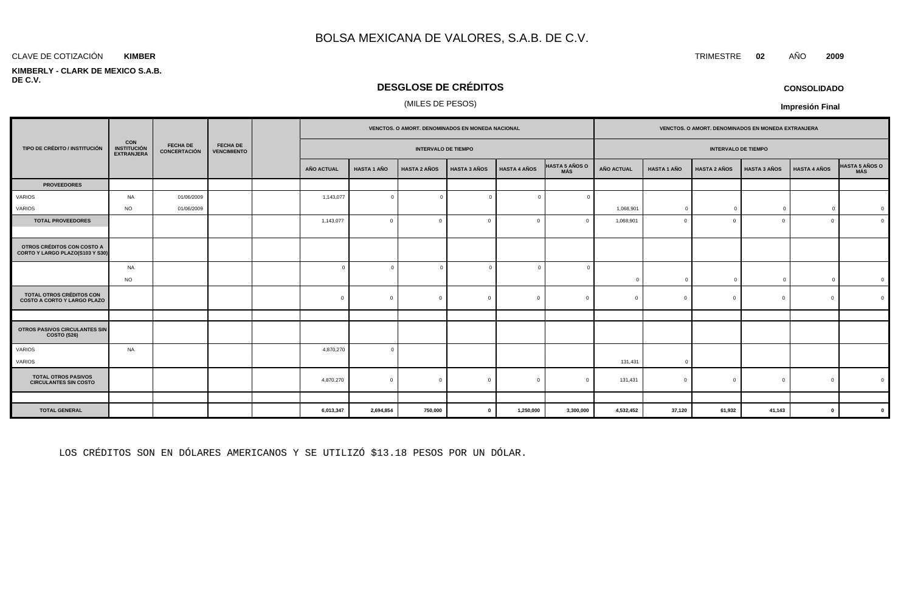# BOLSA MEXICANA DE VALORES, S.A.B. DE C.V.

CLAVE DE COTIZACIÓN **KIMBER**

TRIMESTRE **02** AÑO **2009**

**KIMBERLY - CLARK DE MEXICO S.A.B. DE C.V.**

## DESGLOSE DE CRÉDITOS

(MILES DE PESOS)

**CONSOLIDADO**

**Impresión Final**

| TIPO DE CRÉDITO / INSTITUCIÓN | CON INSTITUCIÓN EXTRANJERA | FECHA DE CONCERTACIÓN | FECHA DE VENCIMIENTO | | VENCTOS. O AMORT. DENOMINADOS EN MONEDA NACIONAL | | | | | | VENCTOS. O AMORT. DENOMINADOS EN MONEDA EXTRANJERA | | | | | |
|---|---|---|---|---|---|---|---|---|---|---|---|---|---|---|---|---|
| | | | | | INTERVALO DE TIEMPO | | | | | | INTERVALO DE TIEMPO | | | | | |
| | | | | | AÑO ACTUAL | HASTA 1 AÑO | HASTA 2 AÑOS | HASTA 3 AÑOS | HASTA 4 AÑOS | HASTA 5 AÑOS O MÁS | AÑO ACTUAL | HASTA 1 AÑO | HASTA 2 AÑOS | HASTA 3 AÑOS | HASTA 4 AÑOS | HASTA 5 AÑOS O MÁS |
| **PROVEEDORES** | | | | | | | | | | | | | | | | |
| VARIOS | NA | 01/06/2009 | | | 1,143,077 | 0 | 0 | 0 | 0 | 0 | | | | | | |
| VARIOS | NO | 01/06/2009 | | | | | | | | | 1,068,901 | 0 | 0 | 0 | 0 | 0 |
| **TOTAL PROVEEDORES** | | | | | 1,143,077 | 0 | 0 | 0 | 0 | 0 | 1,068,901 | 0 | 0 | 0 | 0 | 0 |
| | | | | | | | | | | | | | | | | |
| **OTROS CRÉDITOS CON COSTO A CORTO Y LARGO PLAZO(S103 Y S30)** | | | | | | | | | | | | | | | | |
| | NA | | | | 0 | 0 | 0 | 0 | 0 | 0 | | | | | | |
| | NO | | | | | | | | | | 0 | 0 | 0 | 0 | 0 | 0 |
| **TOTAL OTROS CRÉDITOS CON COSTO A CORTO Y LARGO PLAZO** | | | | | 0 | 0 | 0 | 0 | 0 | 0 | 0 | 0 | 0 | 0 | 0 | 0 |
| | | | | | | | | | | | | | | | | |
| **OTROS PASIVOS CIRCULANTES SIN COSTO (S26)** | | | | | | | | | | | | | | | | |
| VARIOS | NA | | | | 4,870,270 | 0 | | | | | | | | | | |
| VARIOS | | | | | | | | | | | 131,431 | 0 | | | | |
| **TOTAL OTROS PASIVOS CIRCULANTES SIN COSTO** | | | | | 4,870,270 | 0 | 0 | 0 | 0 | 0 | 131,431 | 0 | 0 | 0 | 0 | 0 |
| | | | | | | | | | | | | | | | | |
| **TOTAL GENERAL** | | | | | **6,013,347** | **2,694,854** | **750,000** | **0** | **1,250,000** | **3,300,000** | **4,532,452** | **37,120** | **61,932** | **41,143** | **0** | **0** |

LOS CRÉDITOS SON EN DÓLARES AMERICANOS Y SE UTILIZÓ $13.18 PESOS POR UN DÓLAR.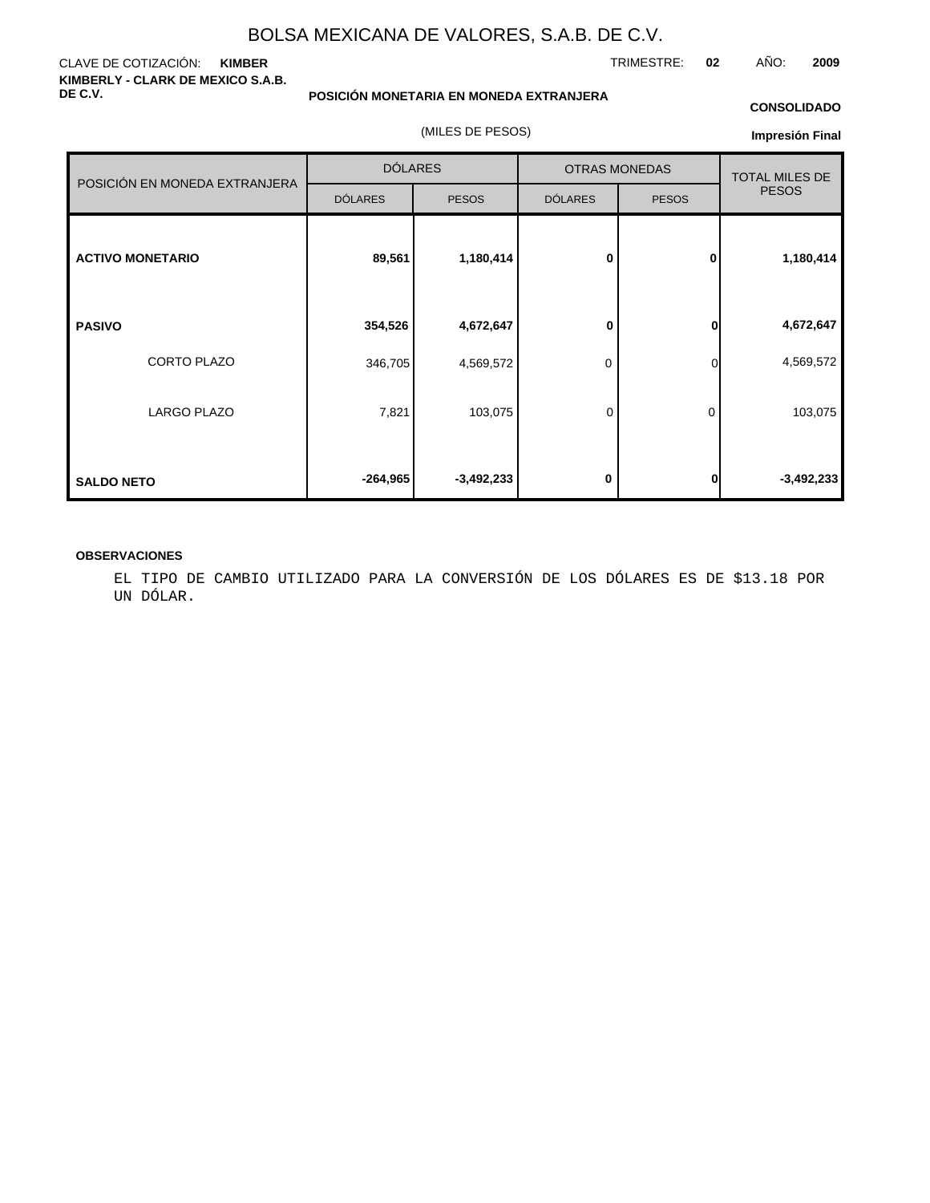# BOLSA MEXICANA DE VALORES, S.A.B. DE C.V.

CLAVE DE COTIZACIÓN: **KIMBER**

TRIMESTRE: **02** AÑO: **2009**

**KIMBERLY - CLARK DE MEXICO S.A.B. DE C.V.**

**POSICIÓN MONETARIA EN MONEDA EXTRANJERA**

**CONSOLIDADO**

(MILES DE PESOS)

**Impresión Final**

| POSICIÓN EN MONEDA EXTRANJERA | DÓLARES | | OTRAS MONEDAS | | TOTAL MILES DE PESOS |
|---|---|---|---|---|---|
| | DÓLARES | PESOS | DÓLARES | PESOS | |
| **ACTIVO MONETARIO** | **89,561** | **1,180,414** | **0** | **0** | **1,180,414** |
| **PASIVO** | **354,526** | **4,672,647** | **0** | **0** | **4,672,647** |
| CORTO PLAZO | 346,705 | 4,569,572 | 0 | 0 | 4,569,572 |
| LARGO PLAZO | 7,821 | 103,075 | 0 | 0 | 103,075 |
| **SALDO NETO** | **-264,965** | **-3,492,233** | **0** | **0** | **-3,492,233** |

**OBSERVACIONES**

EL TIPO DE CAMBIO UTILIZADO PARA LA CONVERSIÓN DE LOS DÓLARES ES DE $13.18 POR UN DÓLAR.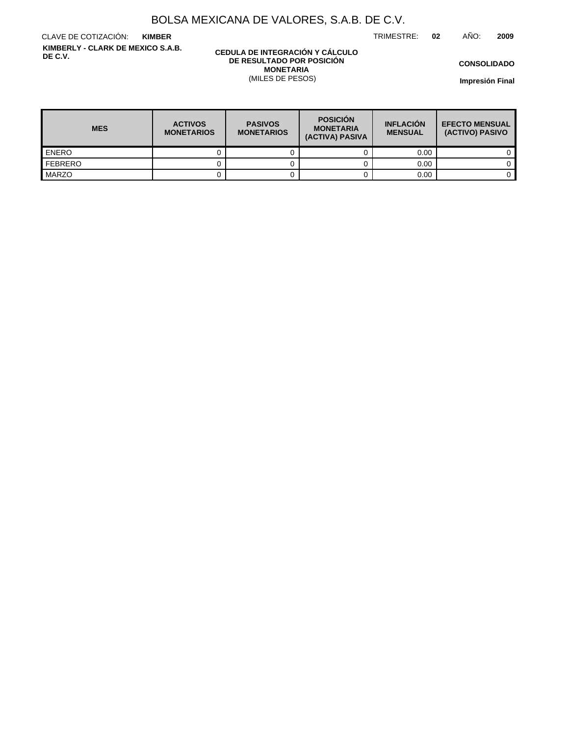# BOLSA MEXICANA DE VALORES, S.A.B. DE C.V.

CLAVE DE COTIZACIÓN: **KIMBER**

TRIMESTRE: **02** AÑO: **2009**

**KIMBERLY - CLARK DE MEXICO S.A.B. DE C.V.**

**CEDULA DE INTEGRACIÓN Y CÁLCULO DE RESULTADO POR POSICIÓN MONETARIA**
(MILES DE PESOS)

**CONSOLIDADO**

**Impresión Final**

| MES | ACTIVOS MONETARIOS | PASIVOS MONETARIOS | POSICIÓN MONETARIA (ACTIVA) PASIVA | INFLACIÓN MENSUAL | EFECTO MENSUAL (ACTIVO) PASIVO |
|---|---|---|---|---|---|
| ENERO | 0 | 0 | 0 | 0.00 | 0 |
| FEBRERO | 0 | 0 | 0 | 0.00 | 0 |
| MARZO | 0 | 0 | 0 | 0.00 | 0 |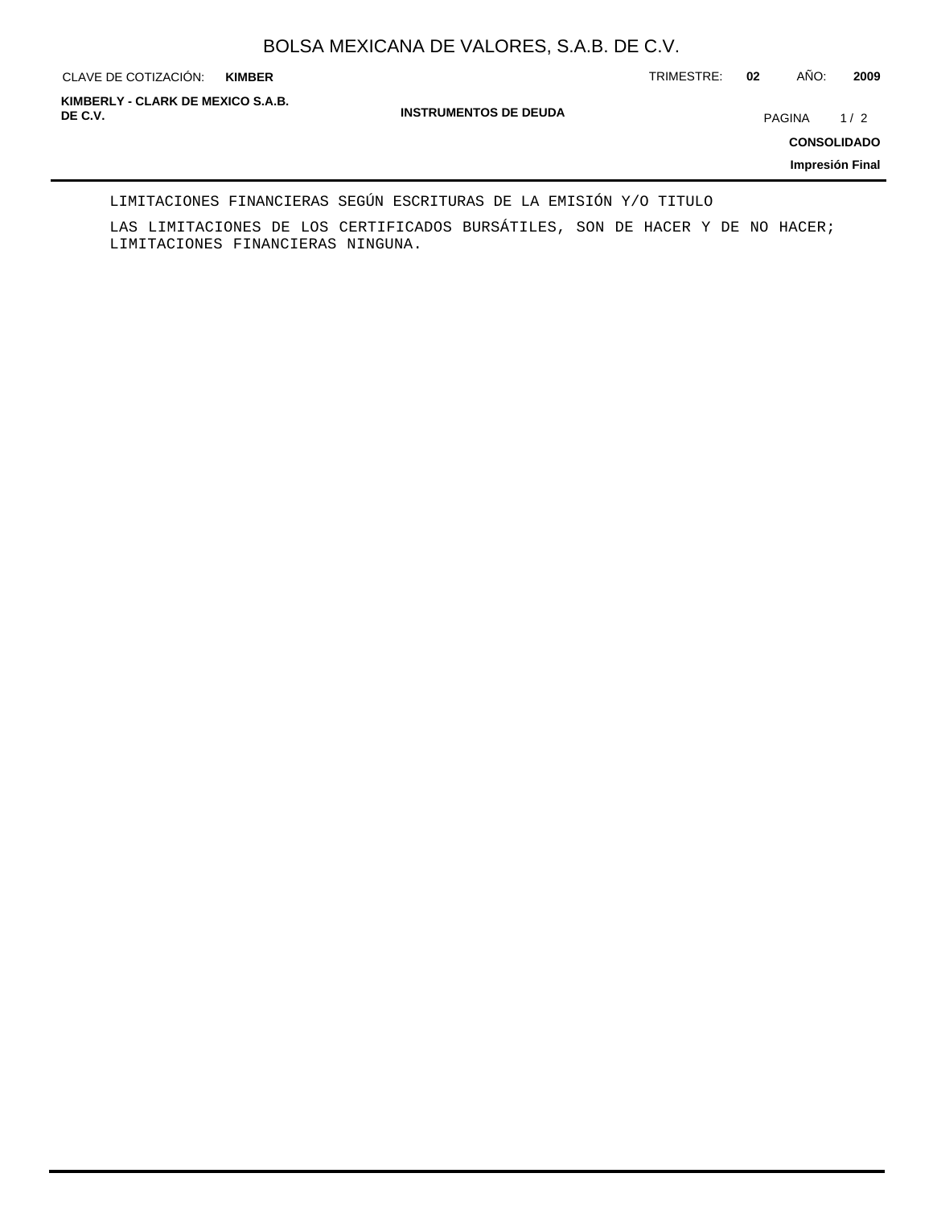LIMITACIONES FINANCIERAS SEGÚN ESCRITURAS DE LA EMISIÓN Y/O TITULO

LAS LIMITACIONES DE LOS CERTIFICADOS BURSÁTILES, SON DE HACER Y DE NO HACER; LIMITACIONES FINANCIERAS NINGUNA.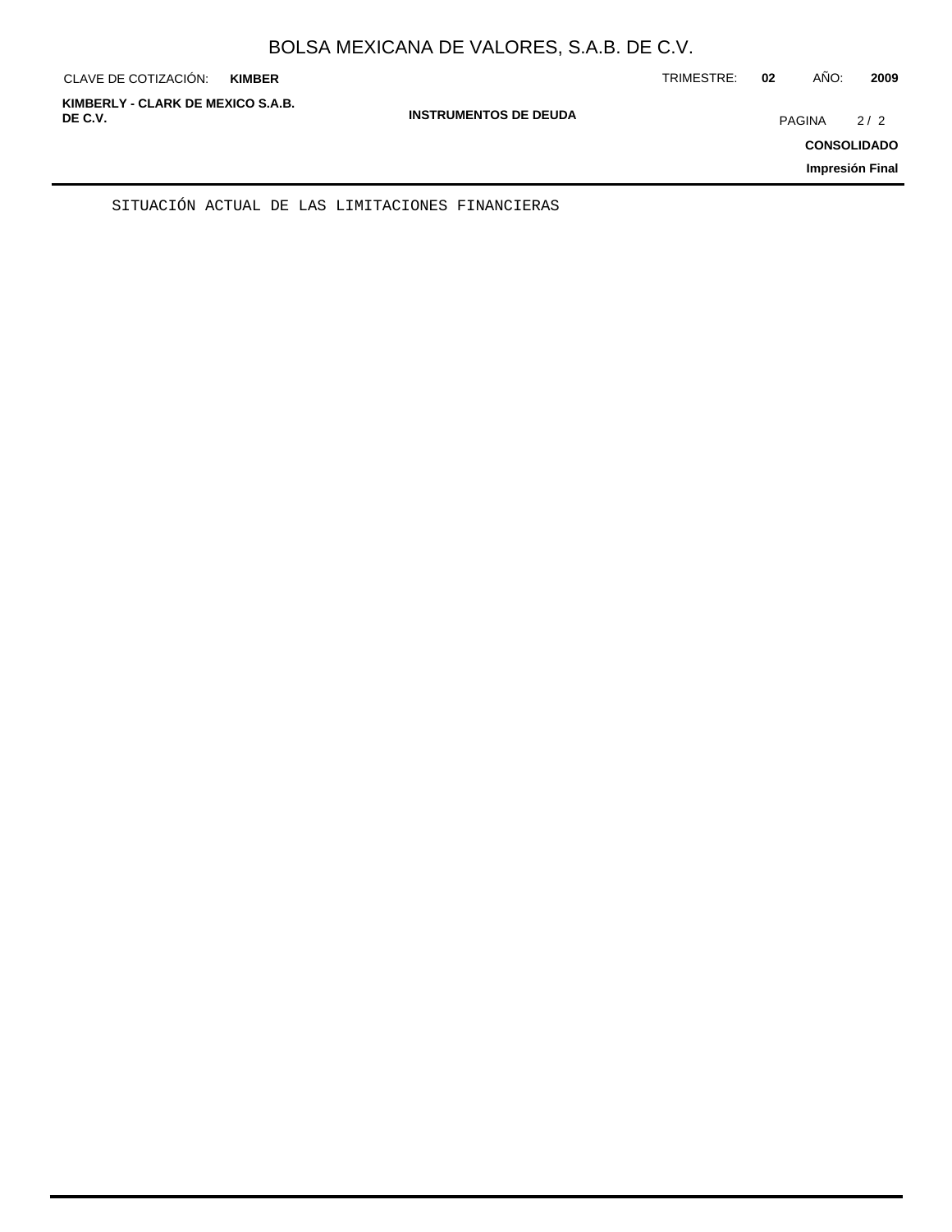SITUACIÓN ACTUAL DE LAS LIMITACIONES FINANCIERAS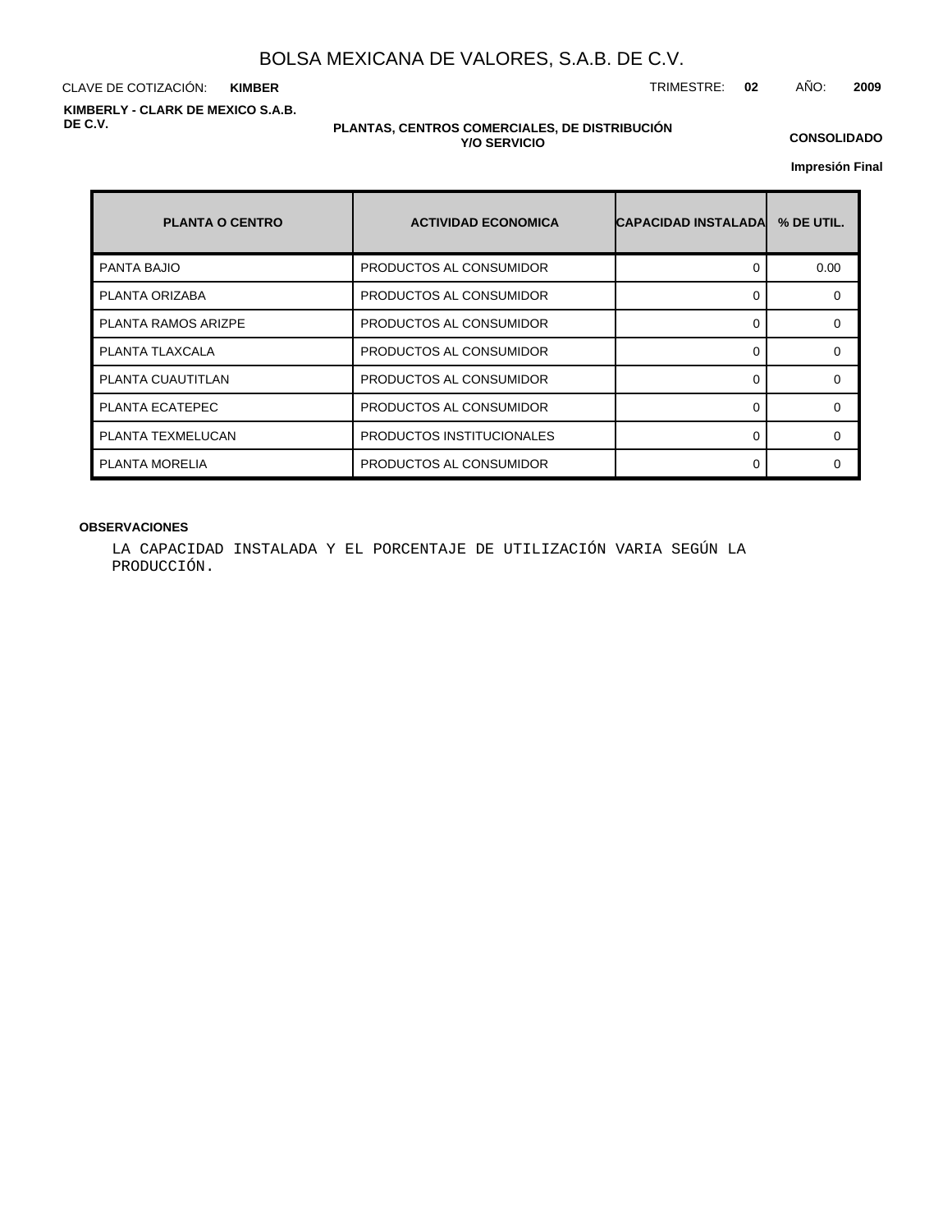# BOLSA MEXICANA DE VALORES, S.A.B. DE C.V.

CLAVE DE COTIZACIÓN: **KIMBER**

TRIMESTRE: **02** AÑO: **2009**

**KIMBERLY - CLARK DE MEXICO S.A.B. DE C.V.**

**PLANTAS, CENTROS COMERCIALES, DE DISTRIBUCIÓN Y/O SERVICIO**

**CONSOLIDADO**

**Impresión Final**

| PLANTA O CENTRO | ACTIVIDAD ECONOMICA | CAPACIDAD INSTALADA | % DE UTIL. |
|---|---|---|---|
| PANTA BAJIO | PRODUCTOS AL CONSUMIDOR | 0 | 0.00 |
| PLANTA ORIZABA | PRODUCTOS AL CONSUMIDOR | 0 | 0 |
| PLANTA RAMOS ARIZPE | PRODUCTOS AL CONSUMIDOR | 0 | 0 |
| PLANTA TLAXCALA | PRODUCTOS AL CONSUMIDOR | 0 | 0 |
| PLANTA CUAUTITLAN | PRODUCTOS AL CONSUMIDOR | 0 | 0 |
| PLANTA ECATEPEC | PRODUCTOS AL CONSUMIDOR | 0 | 0 |
| PLANTA TEXMELUCAN | PRODUCTOS INSTITUCIONALES | 0 | 0 |
| PLANTA MORELIA | PRODUCTOS AL CONSUMIDOR | 0 | 0 |

**OBSERVACIONES**

LA CAPACIDAD INSTALADA Y EL PORCENTAJE DE UTILIZACIÓN VARIA SEGÚN LA PRODUCCIÓN.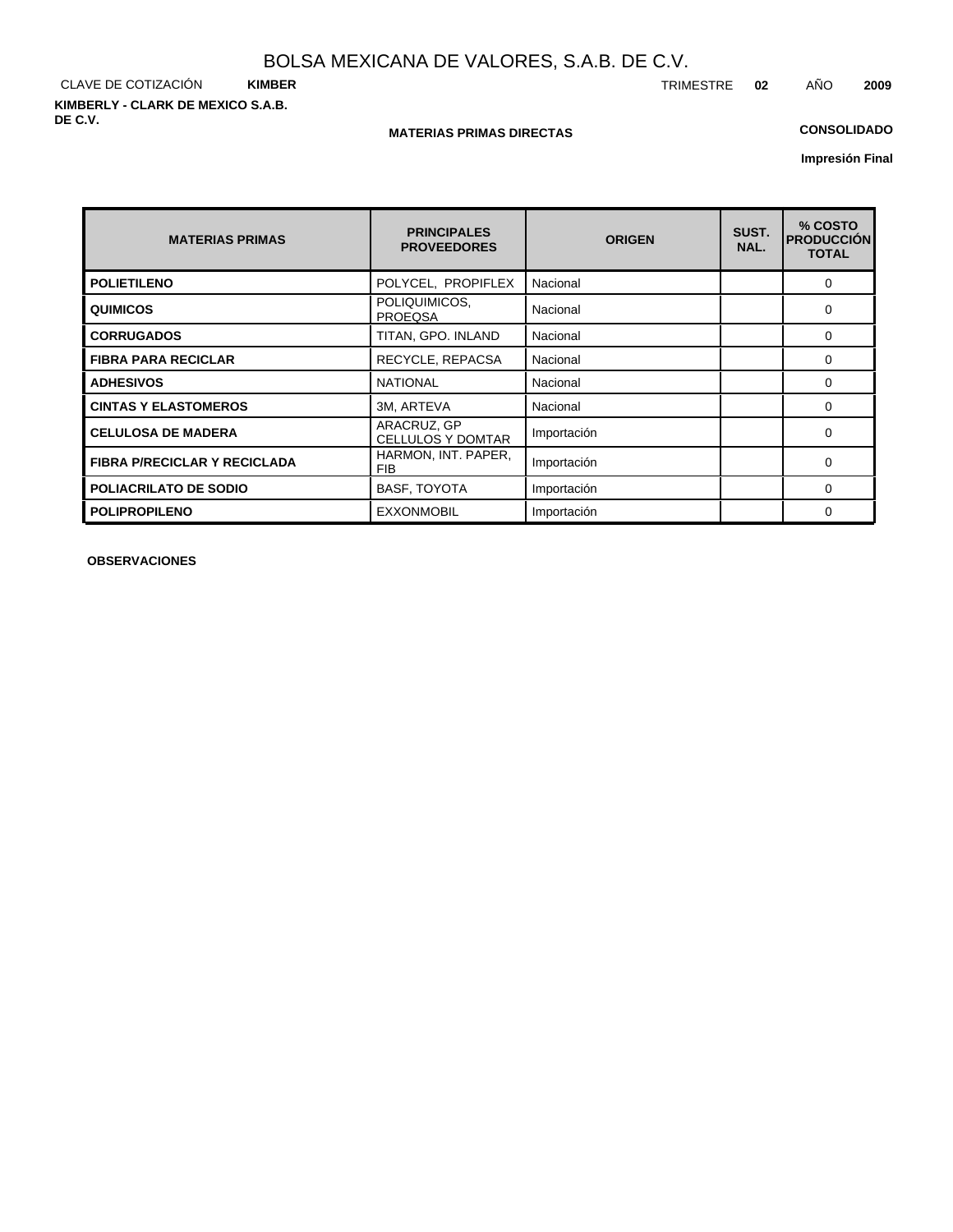# BOLSA MEXICANA DE VALORES, S.A.B. DE C.V.

CLAVE DE COTIZACIÓN **KIMBER** TRIMESTRE **02** AÑO **2009**

**KIMBERLY - CLARK DE MEXICO S.A.B. DE C.V.**

**MATERIAS PRIMAS DIRECTAS**

**CONSOLIDADO**

**Impresión Final**

| MATERIAS PRIMAS | PRINCIPALES PROVEEDORES | ORIGEN | SUST. NAL. | % COSTO PRODUCCIÓN TOTAL |
|---|---|---|---|---|
| **POLIETILENO** | POLYCEL, PROPIFLEX | Nacional | | 0 |
| **QUIMICOS** | POLIQUIMICOS, PROEQSA | Nacional | | 0 |
| **CORRUGADOS** | TITAN, GPO. INLAND | Nacional | | 0 |
| **FIBRA PARA RECICLAR** | RECYCLE, REPACSA | Nacional | | 0 |
| **ADHESIVOS** | NATIONAL | Nacional | | 0 |
| **CINTAS Y ELASTOMEROS** | 3M, ARTEVA | Nacional | | 0 |
| **CELULOSA DE MADERA** | ARACRUZ, GP CELLULOS Y DOMTAR | Importación | | 0 |
| **FIBRA P/RECICLAR Y RECICLADA** | HARMON, INT. PAPER, FIB | Importación | | 0 |
| **POLIACRILATO DE SODIO** | BASF, TOYOTA | Importación | | 0 |
| **POLIPROPILENO** | EXXONMOBIL | Importación | | 0 |

**OBSERVACIONES**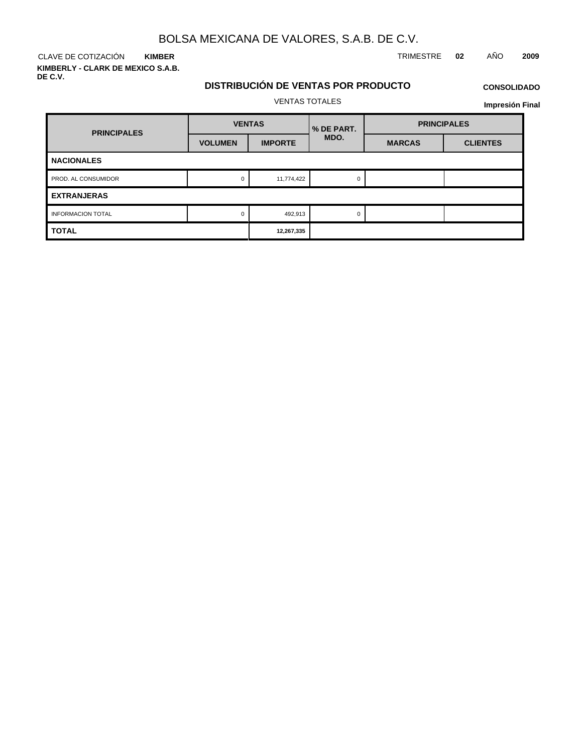# BOLSA MEXICANA DE VALORES, S.A.B. DE C.V.

CLAVE DE COTIZACIÓN **KIMBER**

TRIMESTRE **02** AÑO **2009**

**KIMBERLY - CLARK DE MEXICO S.A.B. DE C.V.**

## DISTRIBUCIÓN DE VENTAS POR PRODUCTO

**CONSOLIDADO**

VENTAS TOTALES

**Impresión Final**

| PRINCIPALES | VENTAS | | % DE PART. MDO. | PRINCIPALES | |
|---|---|---|---|---|---|
| | VOLUMEN | IMPORTE | | MARCAS | CLIENTES |
| **NACIONALES** | | | | | |
| PROD. AL CONSUMIDOR | 0 | 11,774,422 | 0 | | |
| **EXTRANJERAS** | | | | | |
| INFORMACION TOTAL | 0 | 492,913 | 0 | | |
| **TOTAL** | | **12,267,335** | | | |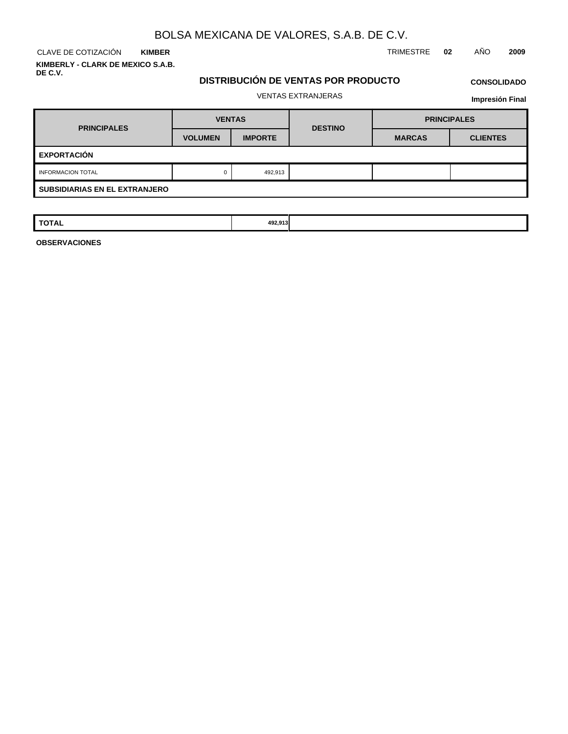# BOLSA MEXICANA DE VALORES, S.A.B. DE C.V.

CLAVE DE COTIZACIÓN **KIMBER**

TRIMESTRE **02** AÑO **2009**

**KIMBERLY - CLARK DE MEXICO S.A.B. DE C.V.**

## DISTRIBUCIÓN DE VENTAS POR PRODUCTO

**CONSOLIDADO**

VENTAS EXTRANJERAS

**Impresión Final**

| PRINCIPALES | VENTAS | | DESTINO | PRINCIPALES | |
|---|---|---|---|---|---|
| | VOLUMEN | IMPORTE | | MARCAS | CLIENTES |
| **EXPORTACIÓN** | | | | | |
| INFORMACION TOTAL | 0 | 492,913 | | | |
| **SUBSIDIARIAS EN EL EXTRANJERO** | | | | | |
| **TOTAL** | | 492,913 | | | |

**OBSERVACIONES**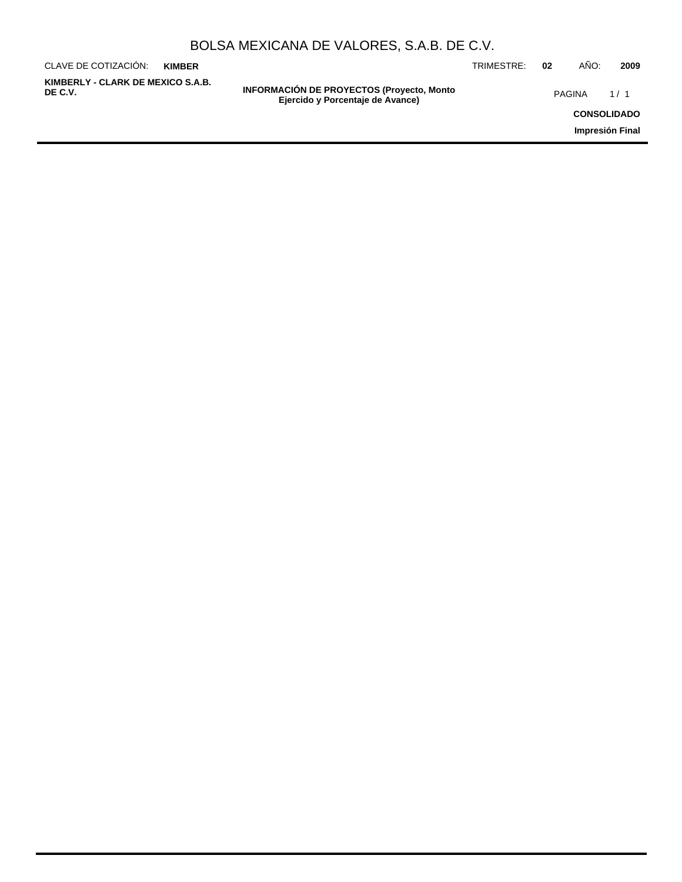# BOLSA MEXICANA DE VALORES, S.A.B. DE C.V.

CLAVE DE COTIZACIÓN: **KIMBER**

TRIMESTRE: **02** AÑO: **2009**

**KIMBERLY - CLARK DE MEXICO S.A.B. DE C.V.**

**INFORMACIÓN DE PROYECTOS (Proyecto, Monto Ejercido y Porcentaje de Avance)**

**CONSOLIDADO**

**Impresión Final**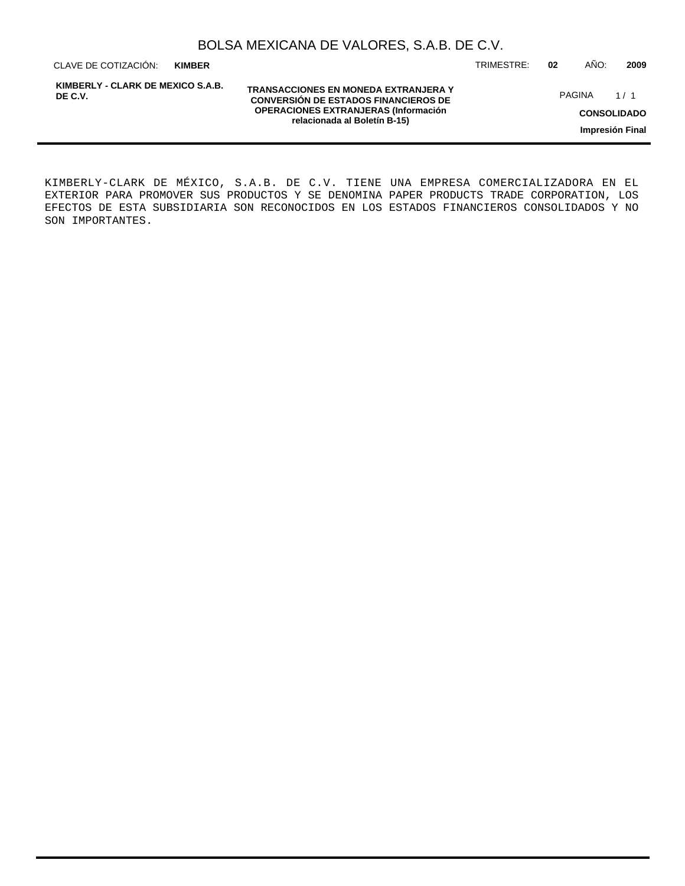KIMBERLY-CLARK DE MÉXICO, S.A.B. DE C.V. TIENE UNA EMPRESA COMERCIALIZADORA EN EL EXTERIOR PARA PROMOVER SUS PRODUCTOS Y SE DENOMINA PAPER PRODUCTS TRADE CORPORATION, LOS EFECTOS DE ESTA SUBSIDIARIA SON RECONOCIDOS EN LOS ESTADOS FINANCIEROS CONSOLIDADOS Y NO SON IMPORTANTES.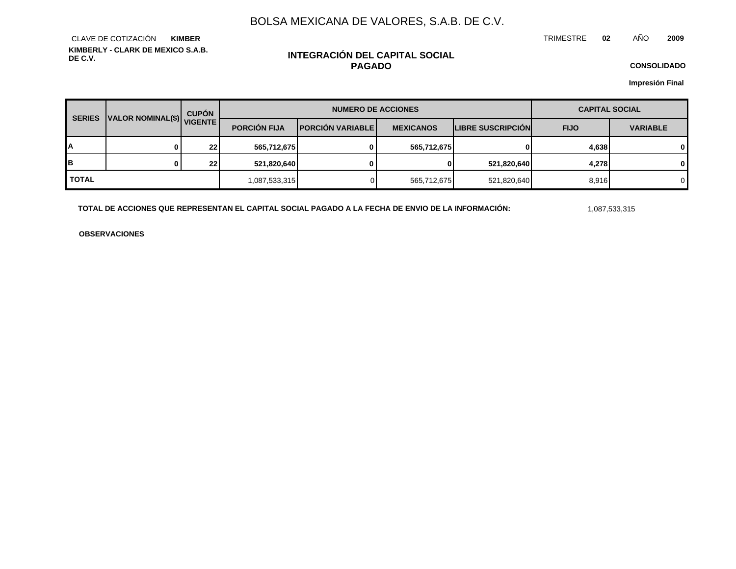# BOLSA MEXICANA DE VALORES, S.A.B. DE C.V.

CLAVE DE COTIZACIÓN **KIMBER**

TRIMESTRE **02** AÑO **2009**

**KIMBERLY - CLARK DE MEXICO S.A.B. DE C.V.**

## INTEGRACIÓN DEL CAPITAL SOCIAL PAGADO

**CONSOLIDADO**

**Impresión Final**

| SERIES | VALOR NOMINAL($) | CUPÓN VIGENTE | NUMERO DE ACCIONES | | | | CAPITAL SOCIAL | |
|---|---|---|---|---|---|---|---|---|
| | | | PORCIÓN FIJA | PORCIÓN VARIABLE | MEXICANOS | LIBRE SUSCRIPCIÓN | FIJO | VARIABLE |
| **A** | **0** | **22** | **565,712,675** | **0** | **565,712,675** | **0** | **4,638** | **0** |
| **B** | **0** | **22** | **521,820,640** | **0** | **0** | **521,820,640** | **4,278** | **0** |
| **TOTAL** | | | 1,087,533,315 | 0 | 565,712,675 | 521,820,640 | 8,916 | 0 |

**TOTAL DE ACCIONES QUE REPRESENTAN EL CAPITAL SOCIAL PAGADO A LA FECHA DE ENVIO DE LA INFORMACIÓN:** 1,087,533,315

**OBSERVACIONES**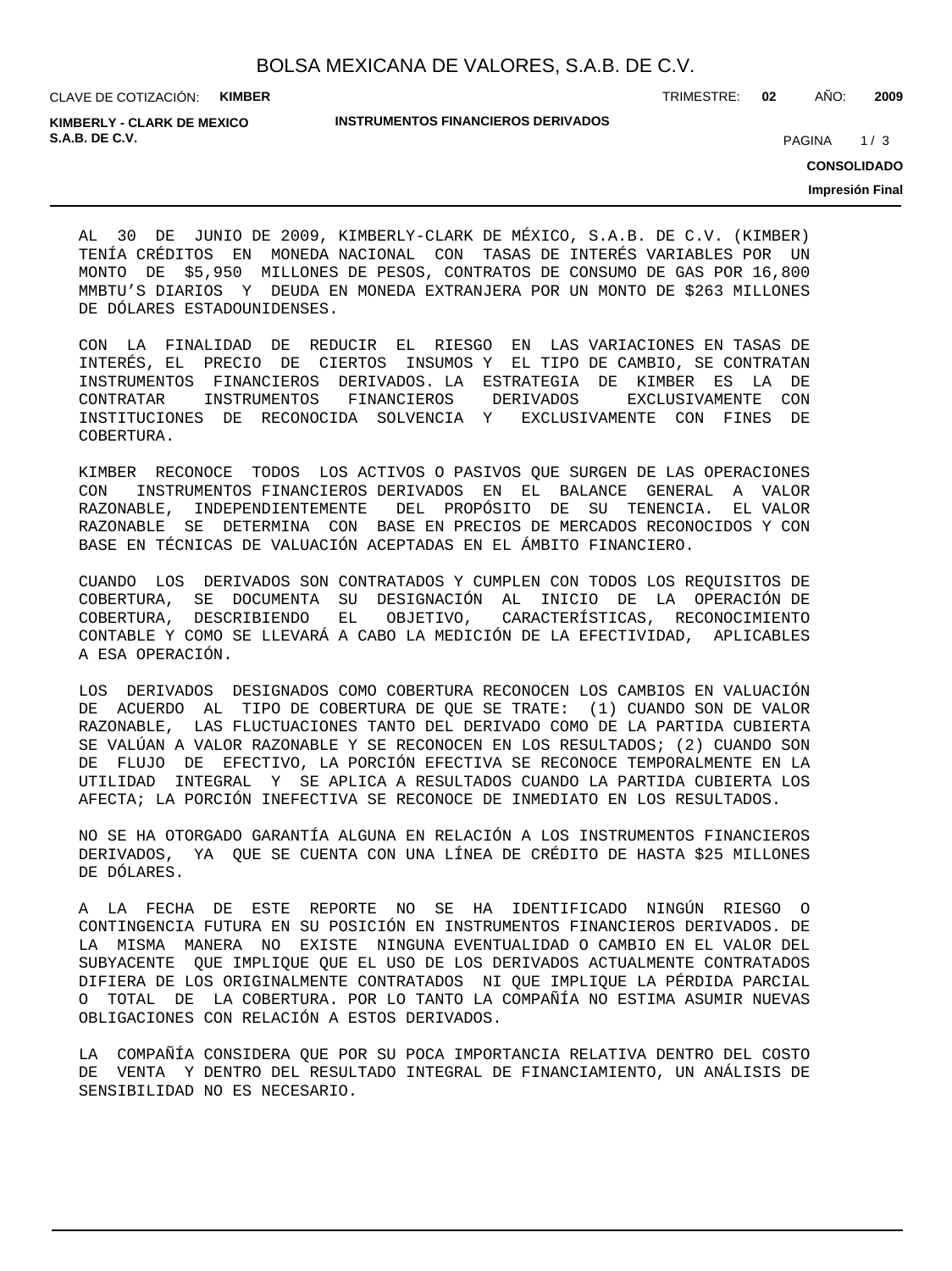## INSTRUMENTOS FINANCIEROS DERIVADOS

AL 30 DE JUNIO DE 2009, KIMBERLY-CLARK DE MÉXICO, S.A.B. DE C.V. (KIMBER) TENÍA CRÉDITOS EN MONEDA NACIONAL CON TASAS DE INTERÉS VARIABLES POR UN MONTO DE $5,950 MILLONES DE PESOS, CONTRATOS DE CONSUMO DE GAS POR 16,800 MMBTU'S DIARIOS Y DEUDA EN MONEDA EXTRANJERA POR UN MONTO DE $263 MILLONES DE DÓLARES ESTADOUNIDENSES.

CON LA FINALIDAD DE REDUCIR EL RIESGO EN LAS VARIACIONES EN TASAS DE INTERÉS, EL PRECIO DE CIERTOS INSUMOS Y EL TIPO DE CAMBIO, SE CONTRATAN INSTRUMENTOS FINANCIEROS DERIVADOS. LA ESTRATEGIA DE KIMBER ES LA DE CONTRATAR INSTRUMENTOS FINANCIEROS DERIVADOS EXCLUSIVAMENTE CON INSTITUCIONES DE RECONOCIDA SOLVENCIA Y EXCLUSIVAMENTE CON FINES DE COBERTURA.

KIMBER RECONOCE TODOS LOS ACTIVOS O PASIVOS QUE SURGEN DE LAS OPERACIONES CON INSTRUMENTOS FINANCIEROS DERIVADOS EN EL BALANCE GENERAL A VALOR RAZONABLE, INDEPENDIENTEMENTE DEL PROPÓSITO DE SU TENENCIA. EL VALOR RAZONABLE SE DETERMINA CON BASE EN PRECIOS DE MERCADOS RECONOCIDOS Y CON BASE EN TÉCNICAS DE VALUACIÓN ACEPTADAS EN EL ÁMBITO FINANCIERO.

CUANDO LOS DERIVADOS SON CONTRATADOS Y CUMPLEN CON TODOS LOS REQUISITOS DE COBERTURA, SE DOCUMENTA SU DESIGNACIÓN AL INICIO DE LA OPERACIÓN DE COBERTURA, DESCRIBIENDO EL OBJETIVO, CARACTERÍSTICAS, RECONOCIMIENTO CONTABLE Y COMO SE LLEVARÁ A CABO LA MEDICIÓN DE LA EFECTIVIDAD, APLICABLES A ESA OPERACIÓN.

LOS DERIVADOS DESIGNADOS COMO COBERTURA RECONOCEN LOS CAMBIOS EN VALUACIÓN DE ACUERDO AL TIPO DE COBERTURA DE QUE SE TRATE: (1) CUANDO SON DE VALOR RAZONABLE, LAS FLUCTUACIONES TANTO DEL DERIVADO COMO DE LA PARTIDA CUBIERTA SE VALÚAN A VALOR RAZONABLE Y SE RECONOCEN EN LOS RESULTADOS; (2) CUANDO SON DE FLUJO DE EFECTIVO, LA PORCIÓN EFECTIVA SE RECONOCE TEMPORALMENTE EN LA UTILIDAD INTEGRAL Y SE APLICA A RESULTADOS CUANDO LA PARTIDA CUBIERTA LOS AFECTA; LA PORCIÓN INEFECTIVA SE RECONOCE DE INMEDIATO EN LOS RESULTADOS.

NO SE HA OTORGADO GARANTÍA ALGUNA EN RELACIÓN A LOS INSTRUMENTOS FINANCIEROS DERIVADOS, YA QUE SE CUENTA CON UNA LÍNEA DE CRÉDITO DE HASTA $25 MILLONES DE DÓLARES.

A LA FECHA DE ESTE REPORTE NO SE HA IDENTIFICADO NINGÚN RIESGO O CONTINGENCIA FUTURA EN SU POSICIÓN EN INSTRUMENTOS FINANCIEROS DERIVADOS. DE LA MISMA MANERA NO EXISTE NINGUNA EVENTUALIDAD O CAMBIO EN EL VALOR DEL SUBYACENTE QUE IMPLIQUE QUE EL USO DE LOS DERIVADOS ACTUALMENTE CONTRATADOS DIFIERA DE LOS ORIGINALMENTE CONTRATADOS NI QUE IMPLIQUE LA PÉRDIDA PARCIAL O TOTAL DE LA COBERTURA. POR LO TANTO LA COMPAÑÍA NO ESTIMA ASUMIR NUEVAS OBLIGACIONES CON RELACIÓN A ESTOS DERIVADOS.

LA COMPAÑÍA CONSIDERA QUE POR SU POCA IMPORTANCIA RELATIVA DENTRO DEL COSTO DE VENTA Y DENTRO DEL RESULTADO INTEGRAL DE FINANCIAMIENTO, UN ANÁLISIS DE SENSIBILIDAD NO ES NECESARIO.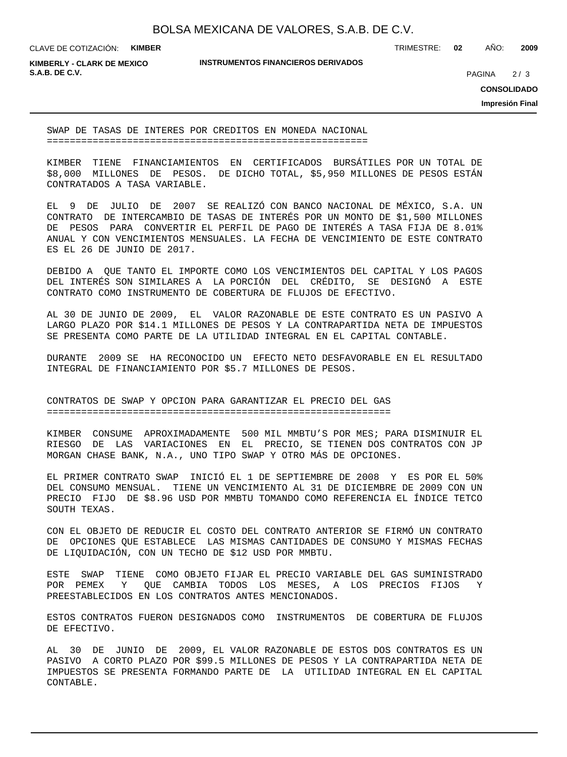## SWAP DE TASAS DE INTERES POR CREDITOS EN MONEDA NACIONAL

KIMBER TIENE FINANCIAMIENTOS EN CERTIFICADOS BURSÁTILES POR UN TOTAL DE $8,000 MILLONES DE PESOS. DE DICHO TOTAL, $5,950 MILLONES DE PESOS ESTÁN CONTRATADOS A TASA VARIABLE.

EL 9 DE JULIO DE 2007 SE REALIZÓ CON BANCO NACIONAL DE MÉXICO, S.A. UN CONTRATO DE INTERCAMBIO DE TASAS DE INTERÉS POR UN MONTO DE $1,500 MILLONES DE PESOS PARA CONVERTIR EL PERFIL DE PAGO DE INTERÉS A TASA FIJA DE 8.01% ANUAL Y CON VENCIMIENTOS MENSUALES. LA FECHA DE VENCIMIENTO DE ESTE CONTRATO ES EL 26 DE JUNIO DE 2017.

DEBIDO A QUE TANTO EL IMPORTE COMO LOS VENCIMIENTOS DEL CAPITAL Y LOS PAGOS DEL INTERÉS SON SIMILARES A LA PORCIÓN DEL CRÉDITO, SE DESIGNÓ A ESTE CONTRATO COMO INSTRUMENTO DE COBERTURA DE FLUJOS DE EFECTIVO.

AL 30 DE JUNIO DE 2009, EL VALOR RAZONABLE DE ESTE CONTRATO ES UN PASIVO A LARGO PLAZO POR $14.1 MILLONES DE PESOS Y LA CONTRAPARTIDA NETA DE IMPUESTOS SE PRESENTA COMO PARTE DE LA UTILIDAD INTEGRAL EN EL CAPITAL CONTABLE.

DURANTE 2009 SE HA RECONOCIDO UN EFECTO NETO DESFAVORABLE EN EL RESULTADO INTEGRAL DE FINANCIAMIENTO POR $5.7 MILLONES DE PESOS.

## CONTRATOS DE SWAP Y OPCION PARA GARANTIZAR EL PRECIO DEL GAS

KIMBER CONSUME APROXIMADAMENTE 500 MIL MMBTU’S POR MES; PARA DISMINUIR EL RIESGO DE LAS VARIACIONES EN EL PRECIO, SE TIENEN DOS CONTRATOS CON JP MORGAN CHASE BANK, N.A., UNO TIPO SWAP Y OTRO MÁS DE OPCIONES.

EL PRIMER CONTRATO SWAP INICIÓ EL 1 DE SEPTIEMBRE DE 2008 Y ES POR EL 50% DEL CONSUMO MENSUAL. TIENE UN VENCIMIENTO AL 31 DE DICIEMBRE DE 2009 CON UN PRECIO FIJO DE $8.96 USD POR MMBTU TOMANDO COMO REFERENCIA EL ÍNDICE TETCO SOUTH TEXAS.

CON EL OBJETO DE REDUCIR EL COSTO DEL CONTRATO ANTERIOR SE FIRMÓ UN CONTRATO DE OPCIONES QUE ESTABLECE LAS MISMAS CANTIDADES DE CONSUMO Y MISMAS FECHAS DE LIQUIDACIÓN, CON UN TECHO DE $12 USD POR MMBTU.

ESTE SWAP TIENE COMO OBJETO FIJAR EL PRECIO VARIABLE DEL GAS SUMINISTRADO POR PEMEX Y QUE CAMBIA TODOS LOS MESES, A LOS PRECIOS FIJOS Y PREESTABLECIDOS EN LOS CONTRATOS ANTES MENCIONADOS.

ESTOS CONTRATOS FUERON DESIGNADOS COMO INSTRUMENTOS DE COBERTURA DE FLUJOS DE EFECTIVO.

AL 30 DE JUNIO DE 2009, EL VALOR RAZONABLE DE ESTOS DOS CONTRATOS ES UN PASIVO A CORTO PLAZO POR $99.5 MILLONES DE PESOS Y LA CONTRAPARTIDA NETA DE IMPUESTOS SE PRESENTA FORMANDO PARTE DE LA UTILIDAD INTEGRAL EN EL CAPITAL CONTABLE.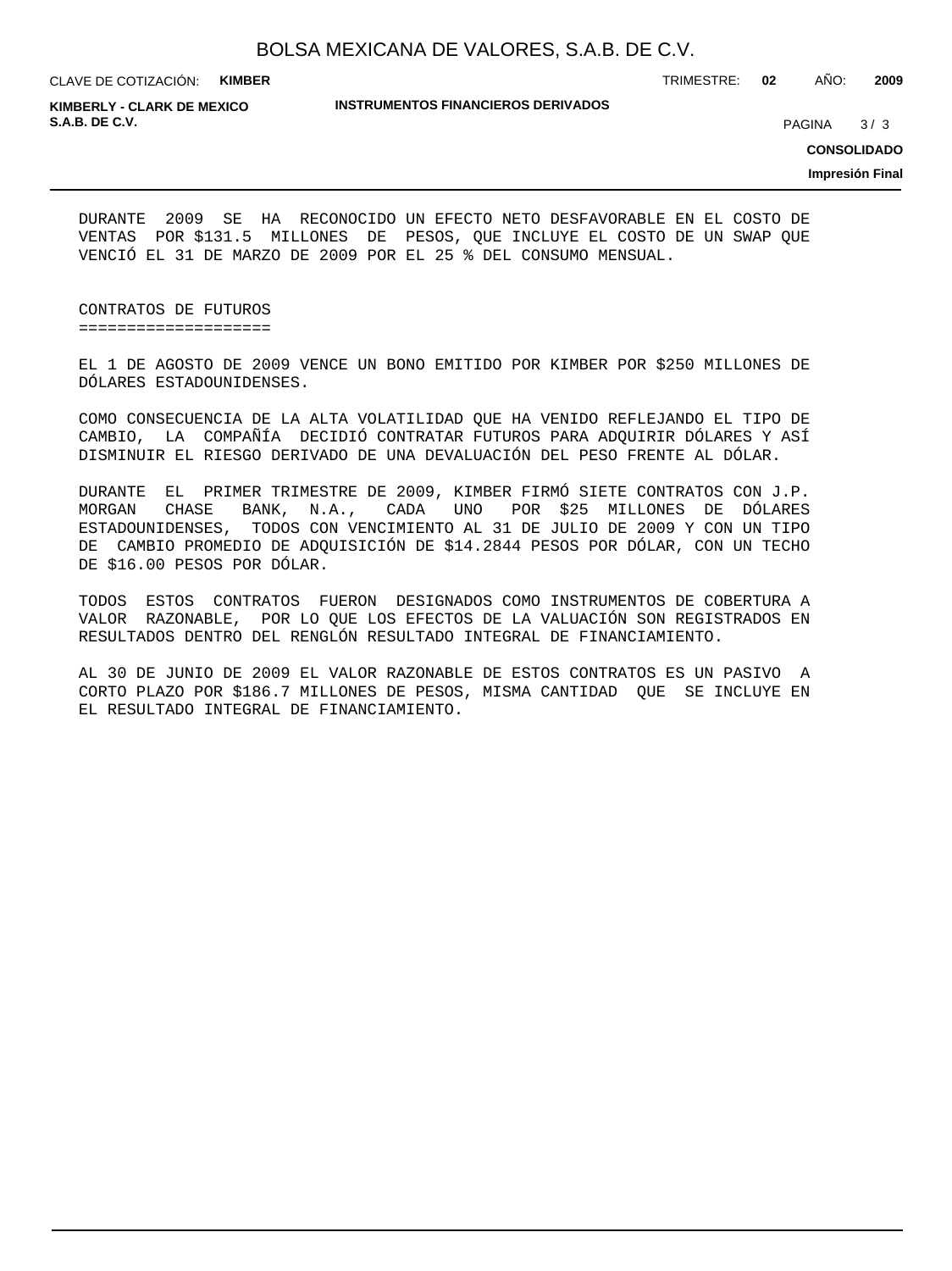DURANTE 2009 SE HA RECONOCIDO UN EFECTO NETO DESFAVORABLE EN EL COSTO DE VENTAS POR $131.5 MILLONES DE PESOS, QUE INCLUYE EL COSTO DE UN SWAP QUE VENCIÓ EL 31 DE MARZO DE 2009 POR EL 25 % DEL CONSUMO MENSUAL.

## CONTRATOS DE FUTUROS

EL 1 DE AGOSTO DE 2009 VENCE UN BONO EMITIDO POR KIMBER POR $250 MILLONES DE DÓLARES ESTADOUNIDENSES.

COMO CONSECUENCIA DE LA ALTA VOLATILIDAD QUE HA VENIDO REFLEJANDO EL TIPO DE CAMBIO, LA COMPAÑÍA DECIDIÓ CONTRATAR FUTUROS PARA ADQUIRIR DÓLARES Y ASÍ DISMINUIR EL RIESGO DERIVADO DE UNA DEVALUACIÓN DEL PESO FRENTE AL DÓLAR.

DURANTE EL PRIMER TRIMESTRE DE 2009, KIMBER FIRMÓ SIETE CONTRATOS CON J.P. MORGAN CHASE BANK, N.A., CADA UNO POR $25 MILLONES DE DÓLARES ESTADOUNIDENSES, TODOS CON VENCIMIENTO AL 31 DE JULIO DE 2009 Y CON UN TIPO DE CAMBIO PROMEDIO DE ADQUISICIÓN DE $14.2844 PESOS POR DÓLAR, CON UN TECHO DE $16.00 PESOS POR DÓLAR.

TODOS ESTOS CONTRATOS FUERON DESIGNADOS COMO INSTRUMENTOS DE COBERTURA A VALOR RAZONABLE, POR LO QUE LOS EFECTOS DE LA VALUACIÓN SON REGISTRADOS EN RESULTADOS DENTRO DEL RENGLÓN RESULTADO INTEGRAL DE FINANCIAMIENTO.

AL 30 DE JUNIO DE 2009 EL VALOR RAZONABLE DE ESTOS CONTRATOS ES UN PASIVO A CORTO PLAZO POR $186.7 MILLONES DE PESOS, MISMA CANTIDAD QUE SE INCLUYE EN EL RESULTADO INTEGRAL DE FINANCIAMIENTO.